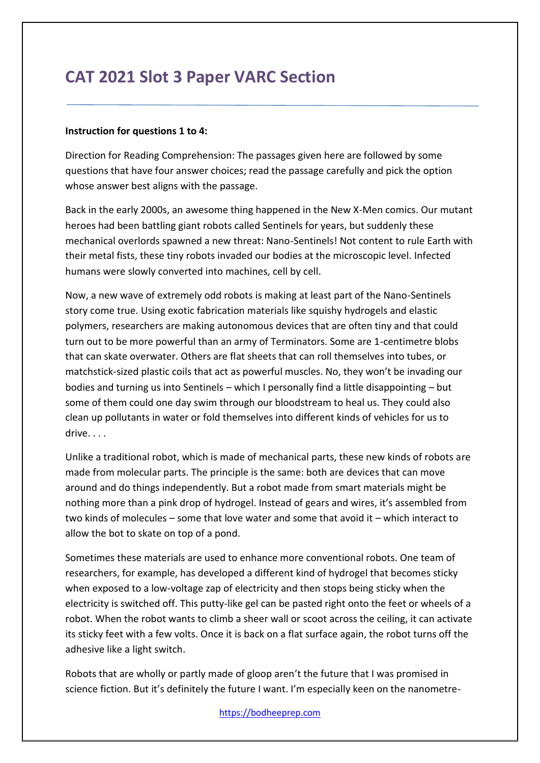# CAT 2021 Slot 3 Paper VARC Section

**Instruction for questions 1 to 4:**

Direction for Reading Comprehension: The passages given here are followed by some questions that have four answer choices; read the passage carefully and pick the option whose answer best aligns with the passage.

Back in the early 2000s, an awesome thing happened in the New X-Men comics. Our mutant heroes had been battling giant robots called Sentinels for years, but suddenly these mechanical overlords spawned a new threat: Nano-Sentinels! Not content to rule Earth with their metal fists, these tiny robots invaded our bodies at the microscopic level. Infected humans were slowly converted into machines, cell by cell.

Now, a new wave of extremely odd robots is making at least part of the Nano-Sentinels story come true. Using exotic fabrication materials like squishy hydrogels and elastic polymers, researchers are making autonomous devices that are often tiny and that could turn out to be more powerful than an army of Terminators. Some are 1-centimetre blobs that can skate overwater. Others are flat sheets that can roll themselves into tubes, or matchstick-sized plastic coils that act as powerful muscles. No, they won't be invading our bodies and turning us into Sentinels – which I personally find a little disappointing – but some of them could one day swim through our bloodstream to heal us. They could also clean up pollutants in water or fold themselves into different kinds of vehicles for us to drive. . . .

Unlike a traditional robot, which is made of mechanical parts, these new kinds of robots are made from molecular parts. The principle is the same: both are devices that can move around and do things independently. But a robot made from smart materials might be nothing more than a pink drop of hydrogel. Instead of gears and wires, it's assembled from two kinds of molecules – some that love water and some that avoid it – which interact to allow the bot to skate on top of a pond.

Sometimes these materials are used to enhance more conventional robots. One team of researchers, for example, has developed a different kind of hydrogel that becomes sticky when exposed to a low-voltage zap of electricity and then stops being sticky when the electricity is switched off. This putty-like gel can be pasted right onto the feet or wheels of a robot. When the robot wants to climb a sheer wall or scoot across the ceiling, it can activate its sticky feet with a few volts. Once it is back on a flat surface again, the robot turns off the adhesive like a light switch.

Robots that are wholly or partly made of gloop aren't the future that I was promised in science fiction. But it's definitely the future I want. I'm especially keen on the nanometre-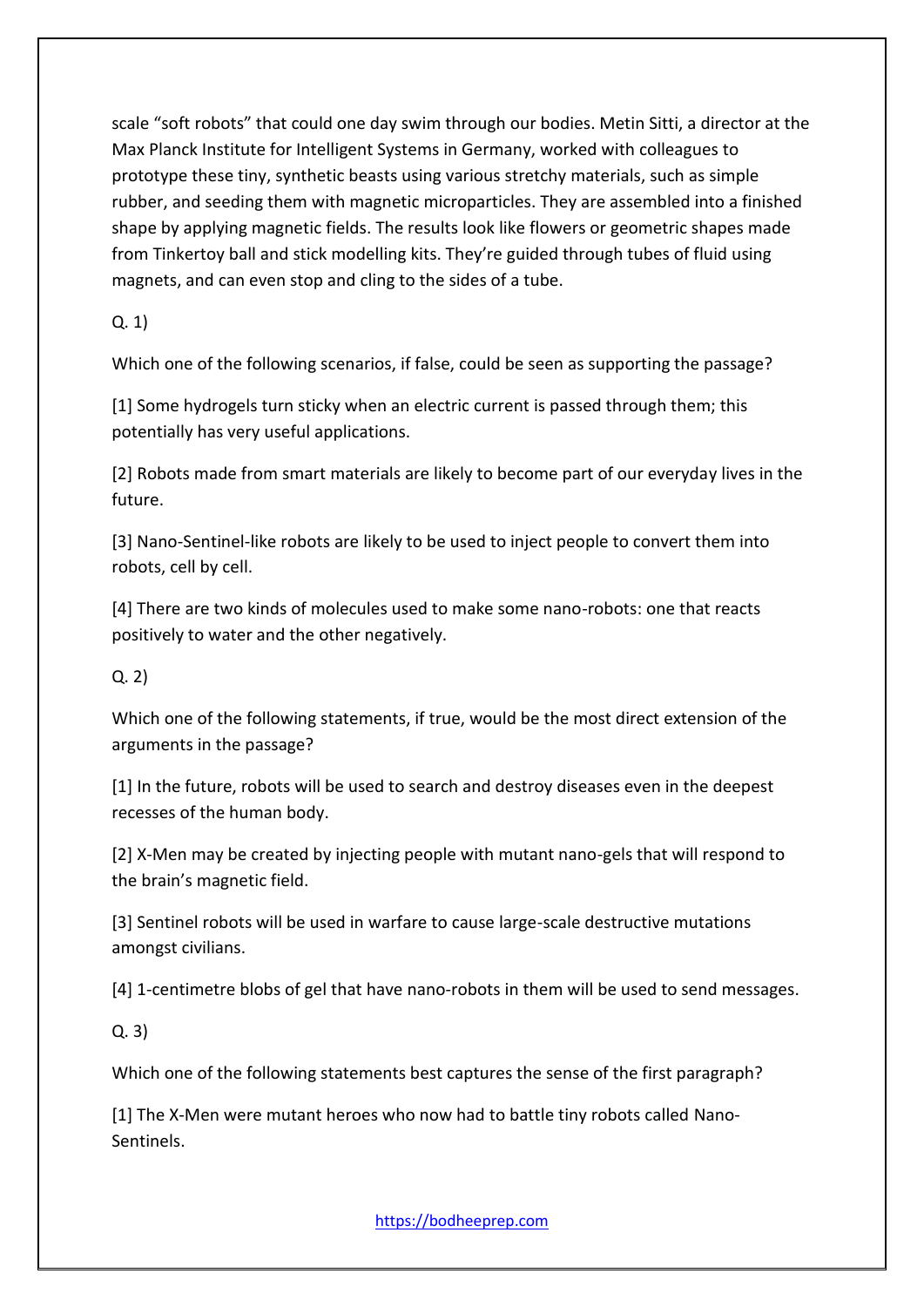scale “soft robots” that could one day swim through our bodies. Metin Sitti, a director at the Max Planck Institute for Intelligent Systems in Germany, worked with colleagues to prototype these tiny, synthetic beasts using various stretchy materials, such as simple rubber, and seeding them with magnetic microparticles. They are assembled into a finished shape by applying magnetic fields. The results look like flowers or geometric shapes made from Tinkertoy ball and stick modelling kits. They’re guided through tubes of fluid using magnets, and can even stop and cling to the sides of a tube.

Q. 1)

Which one of the following scenarios, if false, could be seen as supporting the passage?

[1] Some hydrogels turn sticky when an electric current is passed through them; this potentially has very useful applications.

[2] Robots made from smart materials are likely to become part of our everyday lives in the future.

[3] Nano-Sentinel-like robots are likely to be used to inject people to convert them into robots, cell by cell.

[4] There are two kinds of molecules used to make some nano-robots: one that reacts positively to water and the other negatively.

Q. 2)

Which one of the following statements, if true, would be the most direct extension of the arguments in the passage?

[1] In the future, robots will be used to search and destroy diseases even in the deepest recesses of the human body.

[2] X-Men may be created by injecting people with mutant nano-gels that will respond to the brain’s magnetic field.

[3] Sentinel robots will be used in warfare to cause large-scale destructive mutations amongst civilians.

[4] 1-centimetre blobs of gel that have nano-robots in them will be used to send messages.

Q. 3)

Which one of the following statements best captures the sense of the first paragraph?

[1] The X-Men were mutant heroes who now had to battle tiny robots called Nano-Sentinels.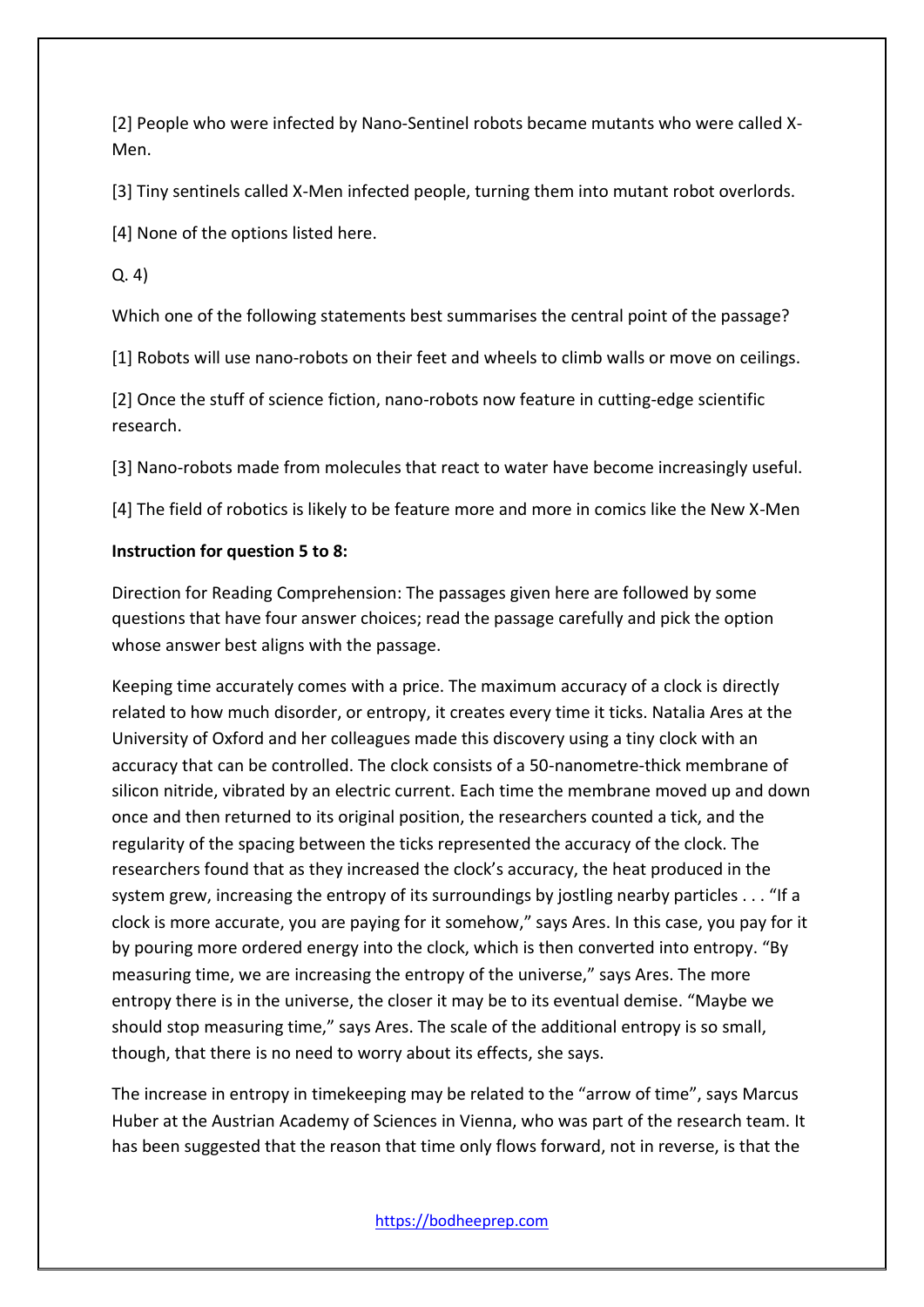[2] People who were infected by Nano-Sentinel robots became mutants who were called X-Men.

[3] Tiny sentinels called X-Men infected people, turning them into mutant robot overlords.

[4] None of the options listed here.

Q. 4)

Which one of the following statements best summarises the central point of the passage?

[1] Robots will use nano-robots on their feet and wheels to climb walls or move on ceilings.

[2] Once the stuff of science fiction, nano-robots now feature in cutting-edge scientific research.

[3] Nano-robots made from molecules that react to water have become increasingly useful.

[4] The field of robotics is likely to be feature more and more in comics like the New X-Men

**Instruction for question 5 to 8:**

Direction for Reading Comprehension: The passages given here are followed by some questions that have four answer choices; read the passage carefully and pick the option whose answer best aligns with the passage.

Keeping time accurately comes with a price. The maximum accuracy of a clock is directly related to how much disorder, or entropy, it creates every time it ticks. Natalia Ares at the University of Oxford and her colleagues made this discovery using a tiny clock with an accuracy that can be controlled. The clock consists of a 50-nanometre-thick membrane of silicon nitride, vibrated by an electric current. Each time the membrane moved up and down once and then returned to its original position, the researchers counted a tick, and the regularity of the spacing between the ticks represented the accuracy of the clock. The researchers found that as they increased the clock's accuracy, the heat produced in the system grew, increasing the entropy of its surroundings by jostling nearby particles . . . "If a clock is more accurate, you are paying for it somehow," says Ares. In this case, you pay for it by pouring more ordered energy into the clock, which is then converted into entropy. "By measuring time, we are increasing the entropy of the universe," says Ares. The more entropy there is in the universe, the closer it may be to its eventual demise. "Maybe we should stop measuring time," says Ares. The scale of the additional entropy is so small, though, that there is no need to worry about its effects, she says.

The increase in entropy in timekeeping may be related to the "arrow of time", says Marcus Huber at the Austrian Academy of Sciences in Vienna, who was part of the research team. It has been suggested that the reason that time only flows forward, not in reverse, is that the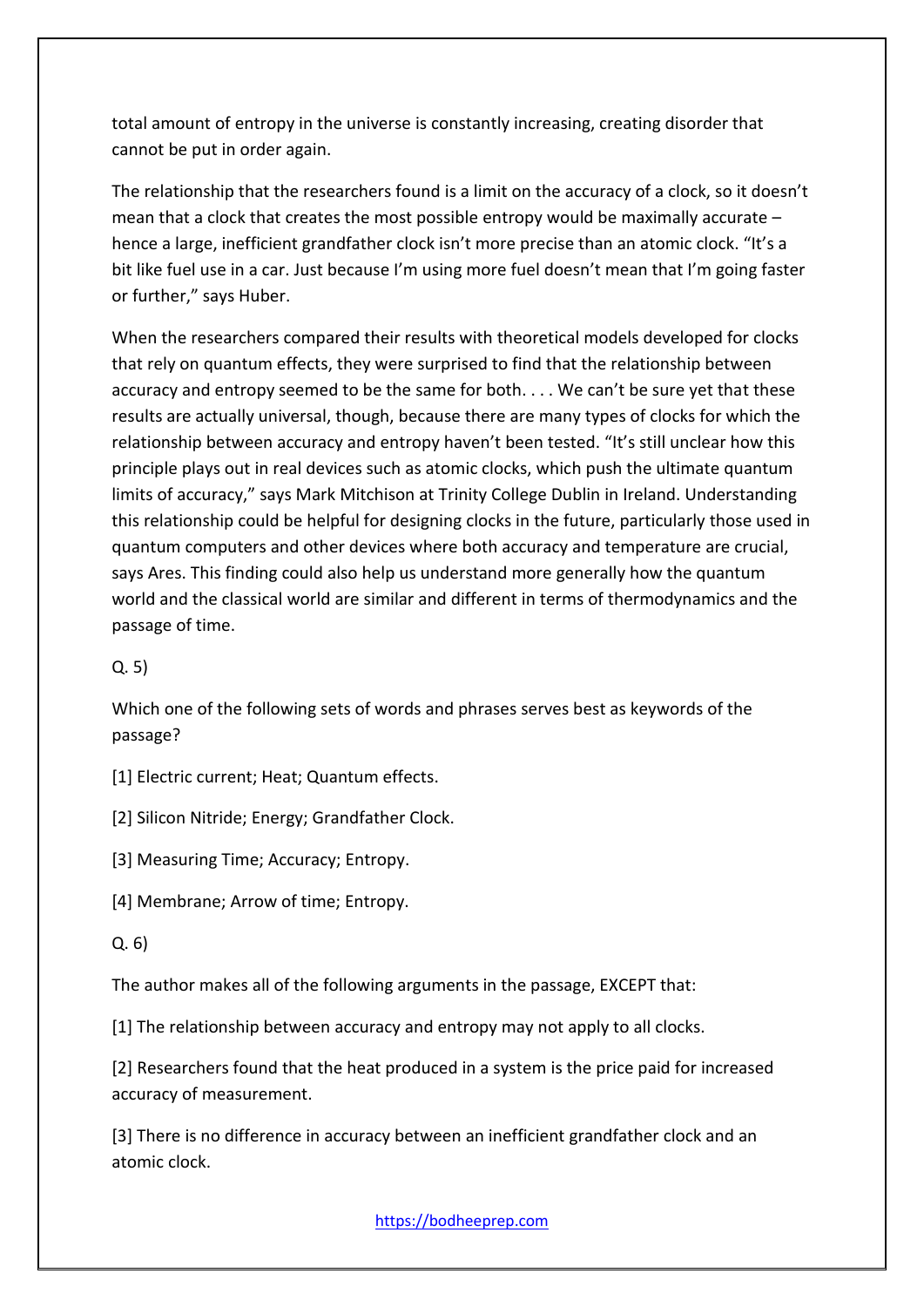total amount of entropy in the universe is constantly increasing, creating disorder that cannot be put in order again.

The relationship that the researchers found is a limit on the accuracy of a clock, so it doesn't mean that a clock that creates the most possible entropy would be maximally accurate – hence a large, inefficient grandfather clock isn't more precise than an atomic clock. "It's a bit like fuel use in a car. Just because I'm using more fuel doesn't mean that I'm going faster or further," says Huber.

When the researchers compared their results with theoretical models developed for clocks that rely on quantum effects, they were surprised to find that the relationship between accuracy and entropy seemed to be the same for both. . . . We can't be sure yet that these results are actually universal, though, because there are many types of clocks for which the relationship between accuracy and entropy haven't been tested. "It's still unclear how this principle plays out in real devices such as atomic clocks, which push the ultimate quantum limits of accuracy," says Mark Mitchison at Trinity College Dublin in Ireland. Understanding this relationship could be helpful for designing clocks in the future, particularly those used in quantum computers and other devices where both accuracy and temperature are crucial, says Ares. This finding could also help us understand more generally how the quantum world and the classical world are similar and different in terms of thermodynamics and the passage of time.

Q. 5)

Which one of the following sets of words and phrases serves best as keywords of the passage?

[1] Electric current; Heat; Quantum effects.

[2] Silicon Nitride; Energy; Grandfather Clock.

[3] Measuring Time; Accuracy; Entropy.

[4] Membrane; Arrow of time; Entropy.

Q. 6)

The author makes all of the following arguments in the passage, EXCEPT that:

[1] The relationship between accuracy and entropy may not apply to all clocks.

[2] Researchers found that the heat produced in a system is the price paid for increased accuracy of measurement.

[3] There is no difference in accuracy between an inefficient grandfather clock and an atomic clock.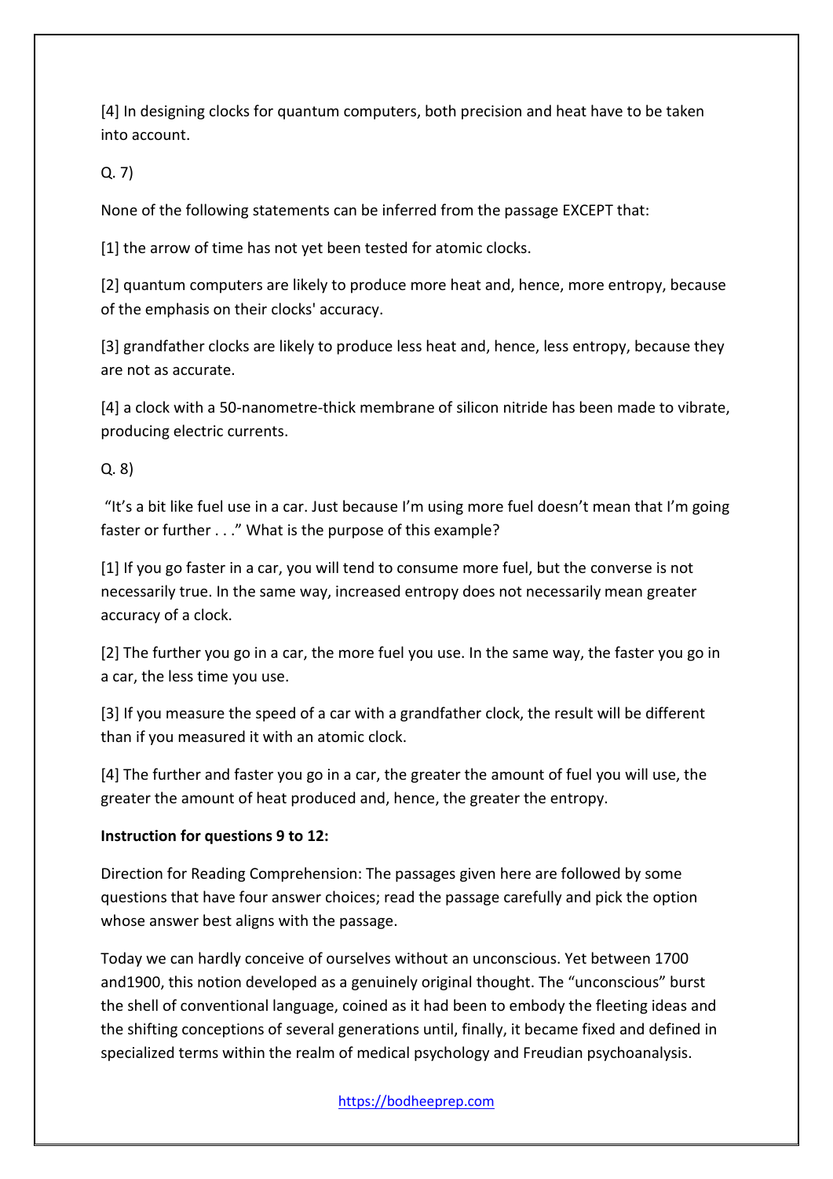[4] In designing clocks for quantum computers, both precision and heat have to be taken into account.

Q. 7)

None of the following statements can be inferred from the passage EXCEPT that:

[1] the arrow of time has not yet been tested for atomic clocks.

[2] quantum computers are likely to produce more heat and, hence, more entropy, because of the emphasis on their clocks' accuracy.

[3] grandfather clocks are likely to produce less heat and, hence, less entropy, because they are not as accurate.

[4] a clock with a 50-nanometre-thick membrane of silicon nitride has been made to vibrate, producing electric currents.

Q. 8)

"It's a bit like fuel use in a car. Just because I'm using more fuel doesn't mean that I'm going faster or further . . ." What is the purpose of this example?

[1] If you go faster in a car, you will tend to consume more fuel, but the converse is not necessarily true. In the same way, increased entropy does not necessarily mean greater accuracy of a clock.

[2] The further you go in a car, the more fuel you use. In the same way, the faster you go in a car, the less time you use.

[3] If you measure the speed of a car with a grandfather clock, the result will be different than if you measured it with an atomic clock.

[4] The further and faster you go in a car, the greater the amount of fuel you will use, the greater the amount of heat produced and, hence, the greater the entropy.

**Instruction for questions 9 to 12:**

Direction for Reading Comprehension: The passages given here are followed by some questions that have four answer choices; read the passage carefully and pick the option whose answer best aligns with the passage.

Today we can hardly conceive of ourselves without an unconscious. Yet between 1700 and1900, this notion developed as a genuinely original thought. The "unconscious" burst the shell of conventional language, coined as it had been to embody the fleeting ideas and the shifting conceptions of several generations until, finally, it became fixed and defined in specialized terms within the realm of medical psychology and Freudian psychoanalysis.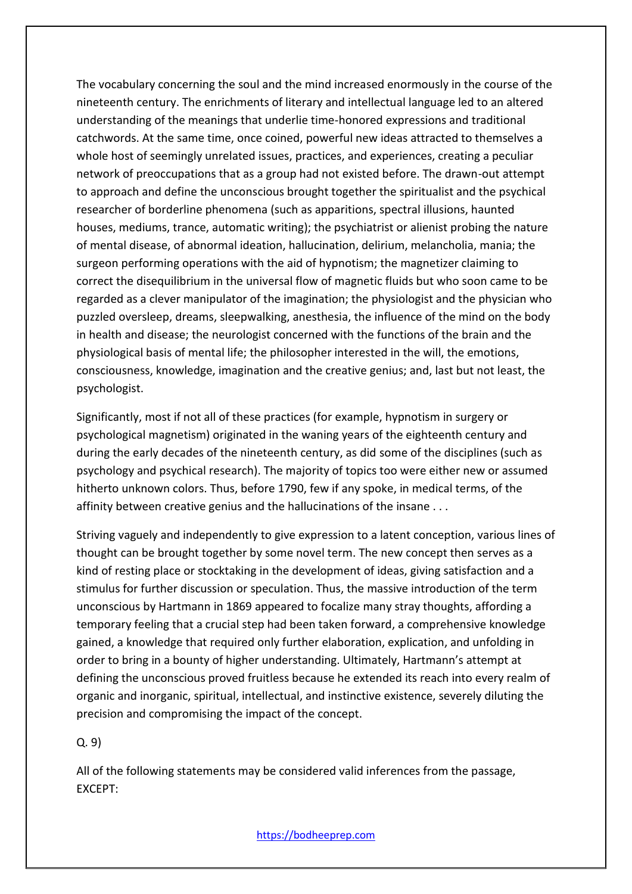The vocabulary concerning the soul and the mind increased enormously in the course of the nineteenth century. The enrichments of literary and intellectual language led to an altered understanding of the meanings that underlie time-honored expressions and traditional catchwords. At the same time, once coined, powerful new ideas attracted to themselves a whole host of seemingly unrelated issues, practices, and experiences, creating a peculiar network of preoccupations that as a group had not existed before. The drawn-out attempt to approach and define the unconscious brought together the spiritualist and the psychical researcher of borderline phenomena (such as apparitions, spectral illusions, haunted houses, mediums, trance, automatic writing); the psychiatrist or alienist probing the nature of mental disease, of abnormal ideation, hallucination, delirium, melancholia, mania; the surgeon performing operations with the aid of hypnotism; the magnetizer claiming to correct the disequilibrium in the universal flow of magnetic fluids but who soon came to be regarded as a clever manipulator of the imagination; the physiologist and the physician who puzzled oversleep, dreams, sleepwalking, anesthesia, the influence of the mind on the body in health and disease; the neurologist concerned with the functions of the brain and the physiological basis of mental life; the philosopher interested in the will, the emotions, consciousness, knowledge, imagination and the creative genius; and, last but not least, the psychologist.

Significantly, most if not all of these practices (for example, hypnotism in surgery or psychological magnetism) originated in the waning years of the eighteenth century and during the early decades of the nineteenth century, as did some of the disciplines (such as psychology and psychical research). The majority of topics too were either new or assumed hitherto unknown colors. Thus, before 1790, few if any spoke, in medical terms, of the affinity between creative genius and the hallucinations of the insane . . .

Striving vaguely and independently to give expression to a latent conception, various lines of thought can be brought together by some novel term. The new concept then serves as a kind of resting place or stocktaking in the development of ideas, giving satisfaction and a stimulus for further discussion or speculation. Thus, the massive introduction of the term unconscious by Hartmann in 1869 appeared to focalize many stray thoughts, affording a temporary feeling that a crucial step had been taken forward, a comprehensive knowledge gained, a knowledge that required only further elaboration, explication, and unfolding in order to bring in a bounty of higher understanding. Ultimately, Hartmann's attempt at defining the unconscious proved fruitless because he extended its reach into every realm of organic and inorganic, spiritual, intellectual, and instinctive existence, severely diluting the precision and compromising the impact of the concept.

Q. 9)

All of the following statements may be considered valid inferences from the passage, EXCEPT: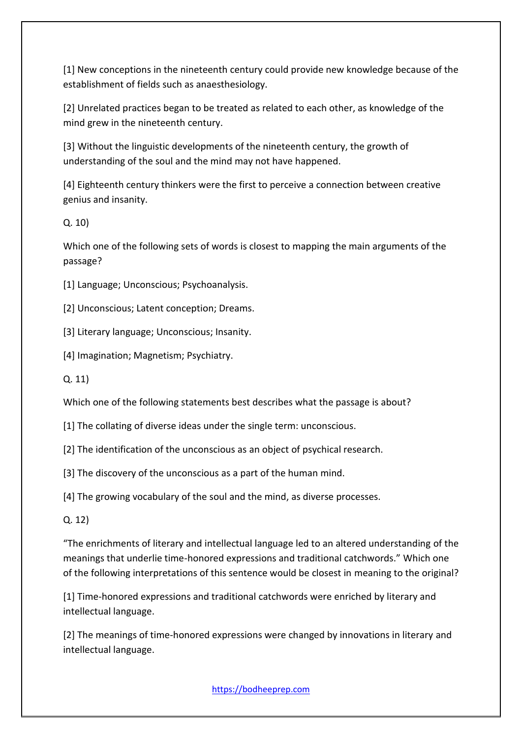[1] New conceptions in the nineteenth century could provide new knowledge because of the establishment of fields such as anaesthesiology.

[2] Unrelated practices began to be treated as related to each other, as knowledge of the mind grew in the nineteenth century.

[3] Without the linguistic developments of the nineteenth century, the growth of understanding of the soul and the mind may not have happened.

[4] Eighteenth century thinkers were the first to perceive a connection between creative genius and insanity.

Q. 10)

Which one of the following sets of words is closest to mapping the main arguments of the passage?

[1] Language; Unconscious; Psychoanalysis.

[2] Unconscious; Latent conception; Dreams.

[3] Literary language; Unconscious; Insanity.

[4] Imagination; Magnetism; Psychiatry.

Q. 11)

Which one of the following statements best describes what the passage is about?

[1] The collating of diverse ideas under the single term: unconscious.

[2] The identification of the unconscious as an object of psychical research.

[3] The discovery of the unconscious as a part of the human mind.

[4] The growing vocabulary of the soul and the mind, as diverse processes.

Q. 12)

"The enrichments of literary and intellectual language led to an altered understanding of the meanings that underlie time-honored expressions and traditional catchwords." Which one of the following interpretations of this sentence would be closest in meaning to the original?

[1] Time-honored expressions and traditional catchwords were enriched by literary and intellectual language.

[2] The meanings of time-honored expressions were changed by innovations in literary and intellectual language.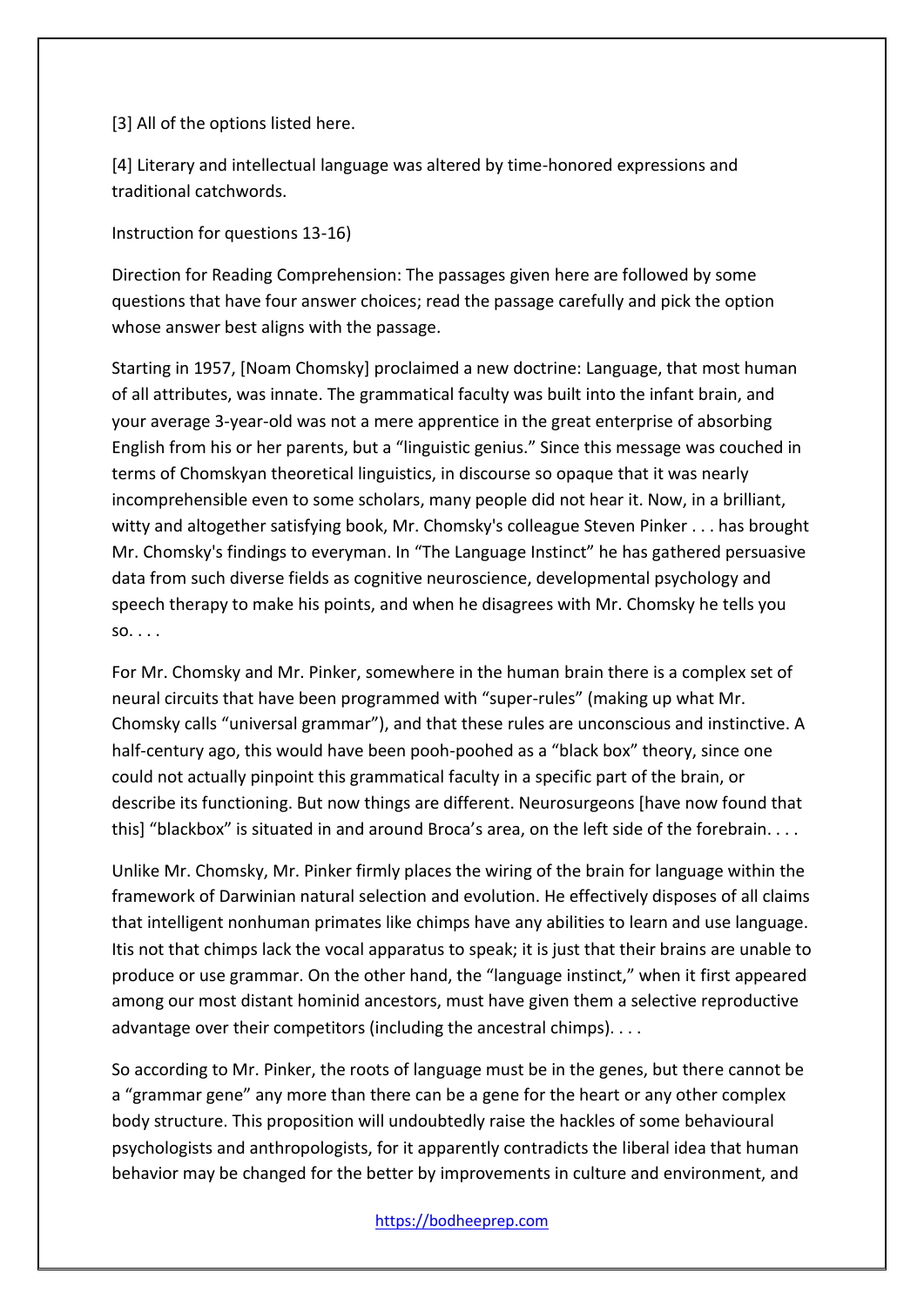[3] All of the options listed here.

[4] Literary and intellectual language was altered by time-honored expressions and traditional catchwords.

Instruction for questions 13-16)

Direction for Reading Comprehension: The passages given here are followed by some questions that have four answer choices; read the passage carefully and pick the option whose answer best aligns with the passage.

Starting in 1957, [Noam Chomsky] proclaimed a new doctrine: Language, that most human of all attributes, was innate. The grammatical faculty was built into the infant brain, and your average 3-year-old was not a mere apprentice in the great enterprise of absorbing English from his or her parents, but a "linguistic genius." Since this message was couched in terms of Chomskyan theoretical linguistics, in discourse so opaque that it was nearly incomprehensible even to some scholars, many people did not hear it. Now, in a brilliant, witty and altogether satisfying book, Mr. Chomsky's colleague Steven Pinker . . . has brought Mr. Chomsky's findings to everyman. In "The Language Instinct" he has gathered persuasive data from such diverse fields as cognitive neuroscience, developmental psychology and speech therapy to make his points, and when he disagrees with Mr. Chomsky he tells you so. . . .

For Mr. Chomsky and Mr. Pinker, somewhere in the human brain there is a complex set of neural circuits that have been programmed with "super-rules" (making up what Mr. Chomsky calls "universal grammar"), and that these rules are unconscious and instinctive. A half-century ago, this would have been pooh-poohed as a "black box" theory, since one could not actually pinpoint this grammatical faculty in a specific part of the brain, or describe its functioning. But now things are different. Neurosurgeons [have now found that this] "blackbox" is situated in and around Broca's area, on the left side of the forebrain. . . .

Unlike Mr. Chomsky, Mr. Pinker firmly places the wiring of the brain for language within the framework of Darwinian natural selection and evolution. He effectively disposes of all claims that intelligent nonhuman primates like chimps have any abilities to learn and use language. Itis not that chimps lack the vocal apparatus to speak; it is just that their brains are unable to produce or use grammar. On the other hand, the "language instinct," when it first appeared among our most distant hominid ancestors, must have given them a selective reproductive advantage over their competitors (including the ancestral chimps). . . .

So according to Mr. Pinker, the roots of language must be in the genes, but there cannot be a "grammar gene" any more than there can be a gene for the heart or any other complex body structure. This proposition will undoubtedly raise the hackles of some behavioural psychologists and anthropologists, for it apparently contradicts the liberal idea that human behavior may be changed for the better by improvements in culture and environment, and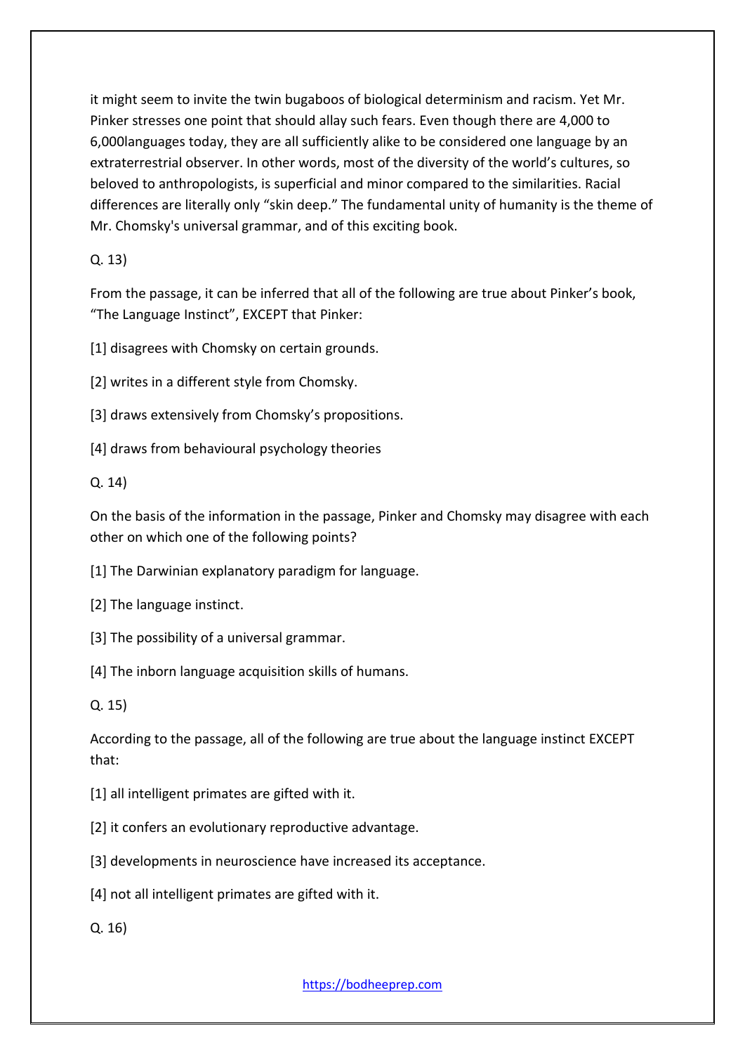it might seem to invite the twin bugaboos of biological determinism and racism. Yet Mr. Pinker stresses one point that should allay such fears. Even though there are 4,000 to 6,000languages today, they are all sufficiently alike to be considered one language by an extraterrestrial observer. In other words, most of the diversity of the world's cultures, so beloved to anthropologists, is superficial and minor compared to the similarities. Racial differences are literally only "skin deep." The fundamental unity of humanity is the theme of Mr. Chomsky's universal grammar, and of this exciting book.

Q. 13)

From the passage, it can be inferred that all of the following are true about Pinker's book, "The Language Instinct", EXCEPT that Pinker:

[1] disagrees with Chomsky on certain grounds.

[2] writes in a different style from Chomsky.

[3] draws extensively from Chomsky's propositions.

[4] draws from behavioural psychology theories

Q. 14)

On the basis of the information in the passage, Pinker and Chomsky may disagree with each other on which one of the following points?

[1] The Darwinian explanatory paradigm for language.

[2] The language instinct.

[3] The possibility of a universal grammar.

[4] The inborn language acquisition skills of humans.

Q. 15)

According to the passage, all of the following are true about the language instinct EXCEPT that:

[1] all intelligent primates are gifted with it.

[2] it confers an evolutionary reproductive advantage.

[3] developments in neuroscience have increased its acceptance.

[4] not all intelligent primates are gifted with it.

Q. 16)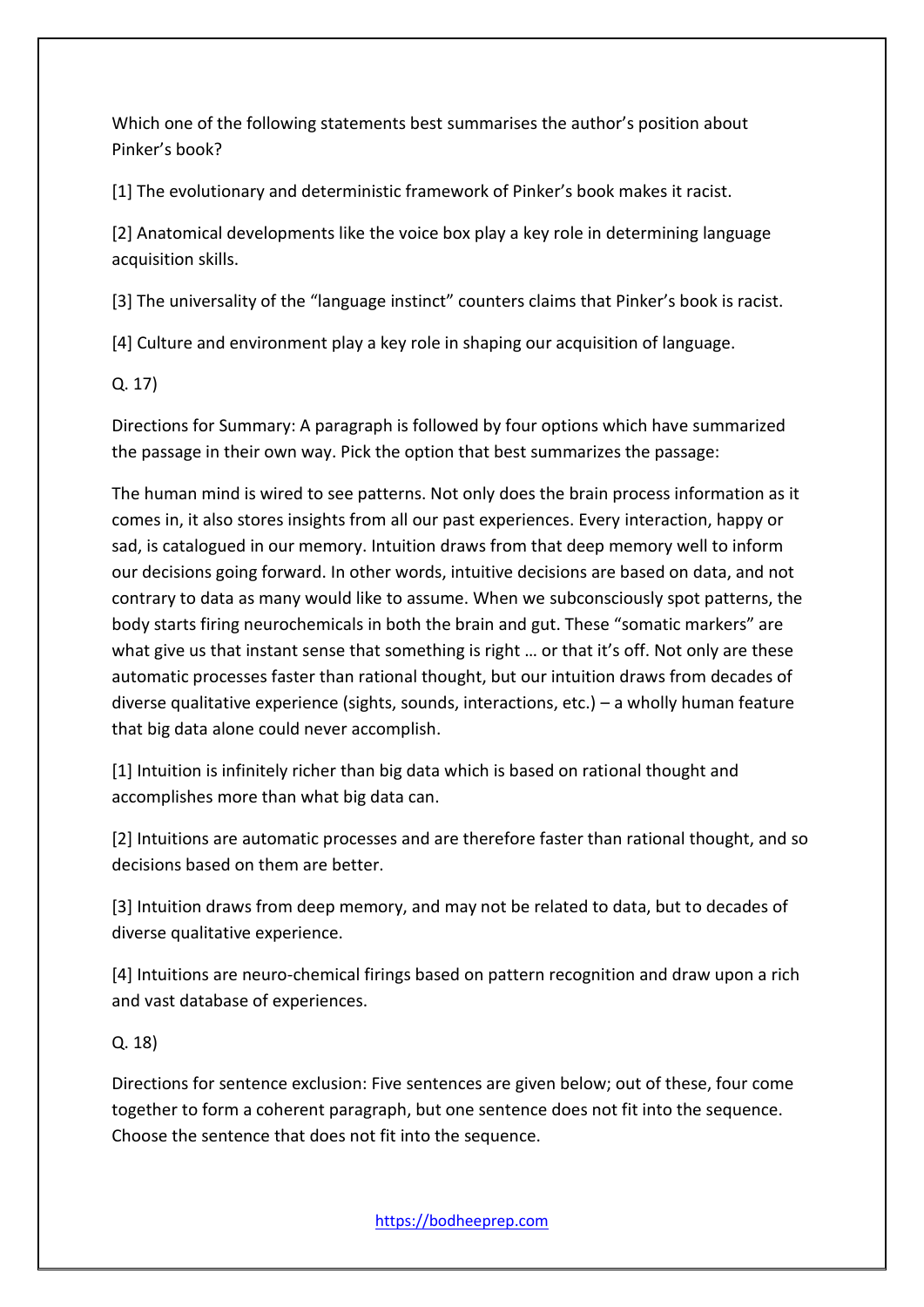Which one of the following statements best summarises the author's position about Pinker's book?

[1] The evolutionary and deterministic framework of Pinker's book makes it racist.

[2] Anatomical developments like the voice box play a key role in determining language acquisition skills.

[3] The universality of the "language instinct" counters claims that Pinker's book is racist.

[4] Culture and environment play a key role in shaping our acquisition of language.

Q. 17)

Directions for Summary: A paragraph is followed by four options which have summarized the passage in their own way. Pick the option that best summarizes the passage:

The human mind is wired to see patterns. Not only does the brain process information as it comes in, it also stores insights from all our past experiences. Every interaction, happy or sad, is catalogued in our memory. Intuition draws from that deep memory well to inform our decisions going forward. In other words, intuitive decisions are based on data, and not contrary to data as many would like to assume. When we subconsciously spot patterns, the body starts firing neurochemicals in both the brain and gut. These "somatic markers" are what give us that instant sense that something is right … or that it's off. Not only are these automatic processes faster than rational thought, but our intuition draws from decades of diverse qualitative experience (sights, sounds, interactions, etc.) – a wholly human feature that big data alone could never accomplish.

[1] Intuition is infinitely richer than big data which is based on rational thought and accomplishes more than what big data can.

[2] Intuitions are automatic processes and are therefore faster than rational thought, and so decisions based on them are better.

[3] Intuition draws from deep memory, and may not be related to data, but to decades of diverse qualitative experience.

[4] Intuitions are neuro-chemical firings based on pattern recognition and draw upon a rich and vast database of experiences.

Q. 18)

Directions for sentence exclusion: Five sentences are given below; out of these, four come together to form a coherent paragraph, but one sentence does not fit into the sequence. Choose the sentence that does not fit into the sequence.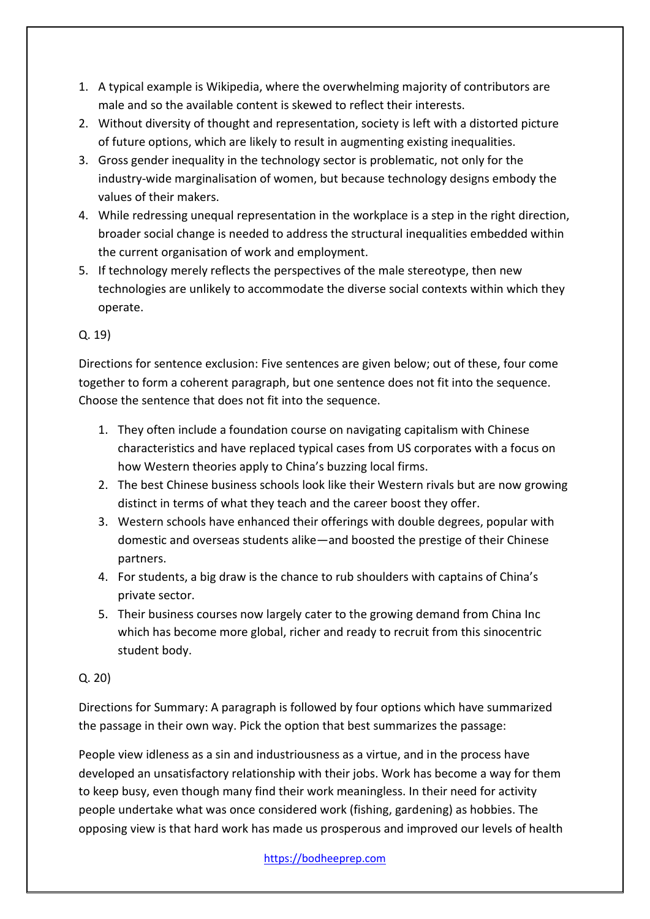1. A typical example is Wikipedia, where the overwhelming majority of contributors are male and so the available content is skewed to reflect their interests.
2. Without diversity of thought and representation, society is left with a distorted picture of future options, which are likely to result in augmenting existing inequalities.
3. Gross gender inequality in the technology sector is problematic, not only for the industry-wide marginalisation of women, but because technology designs embody the values of their makers.
4. While redressing unequal representation in the workplace is a step in the right direction, broader social change is needed to address the structural inequalities embedded within the current organisation of work and employment.
5. If technology merely reflects the perspectives of the male stereotype, then new technologies are unlikely to accommodate the diverse social contexts within which they operate.

Q. 19)

Directions for sentence exclusion: Five sentences are given below; out of these, four come together to form a coherent paragraph, but one sentence does not fit into the sequence. Choose the sentence that does not fit into the sequence.

1. They often include a foundation course on navigating capitalism with Chinese characteristics and have replaced typical cases from US corporates with a focus on how Western theories apply to China's buzzing local firms.
2. The best Chinese business schools look like their Western rivals but are now growing distinct in terms of what they teach and the career boost they offer.
3. Western schools have enhanced their offerings with double degrees, popular with domestic and overseas students alike—and boosted the prestige of their Chinese partners.
4. For students, a big draw is the chance to rub shoulders with captains of China's private sector.
5. Their business courses now largely cater to the growing demand from China Inc which has become more global, richer and ready to recruit from this sinocentric student body.

Q. 20)

Directions for Summary: A paragraph is followed by four options which have summarized the passage in their own way. Pick the option that best summarizes the passage:

People view idleness as a sin and industriousness as a virtue, and in the process have developed an unsatisfactory relationship with their jobs. Work has become a way for them to keep busy, even though many find their work meaningless. In their need for activity people undertake what was once considered work (fishing, gardening) as hobbies. The opposing view is that hard work has made us prosperous and improved our levels of health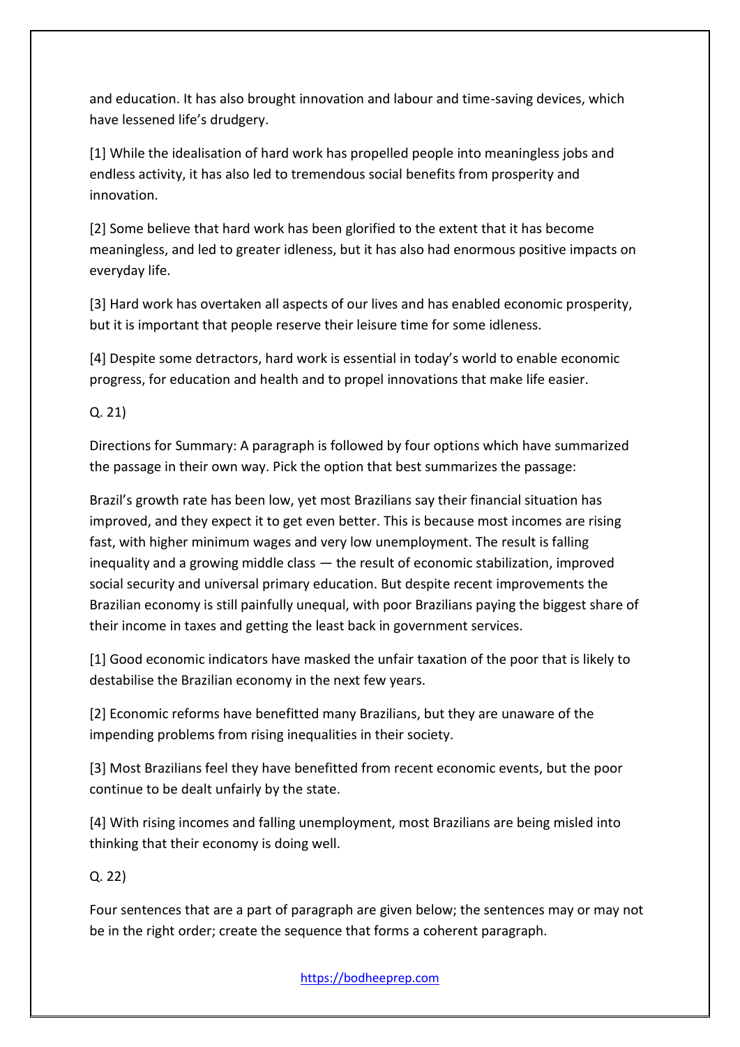and education. It has also brought innovation and labour and time-saving devices, which have lessened life's drudgery.

[1] While the idealisation of hard work has propelled people into meaningless jobs and endless activity, it has also led to tremendous social benefits from prosperity and innovation.

[2] Some believe that hard work has been glorified to the extent that it has become meaningless, and led to greater idleness, but it has also had enormous positive impacts on everyday life.

[3] Hard work has overtaken all aspects of our lives and has enabled economic prosperity, but it is important that people reserve their leisure time for some idleness.

[4] Despite some detractors, hard work is essential in today's world to enable economic progress, for education and health and to propel innovations that make life easier.

Q. 21)

Directions for Summary: A paragraph is followed by four options which have summarized the passage in their own way. Pick the option that best summarizes the passage:

Brazil's growth rate has been low, yet most Brazilians say their financial situation has improved, and they expect it to get even better. This is because most incomes are rising fast, with higher minimum wages and very low unemployment. The result is falling inequality and a growing middle class — the result of economic stabilization, improved social security and universal primary education. But despite recent improvements the Brazilian economy is still painfully unequal, with poor Brazilians paying the biggest share of their income in taxes and getting the least back in government services.

[1] Good economic indicators have masked the unfair taxation of the poor that is likely to destabilise the Brazilian economy in the next few years.

[2] Economic reforms have benefitted many Brazilians, but they are unaware of the impending problems from rising inequalities in their society.

[3] Most Brazilians feel they have benefitted from recent economic events, but the poor continue to be dealt unfairly by the state.

[4] With rising incomes and falling unemployment, most Brazilians are being misled into thinking that their economy is doing well.

Q. 22)

Four sentences that are a part of paragraph are given below; the sentences may or may not be in the right order; create the sequence that forms a coherent paragraph.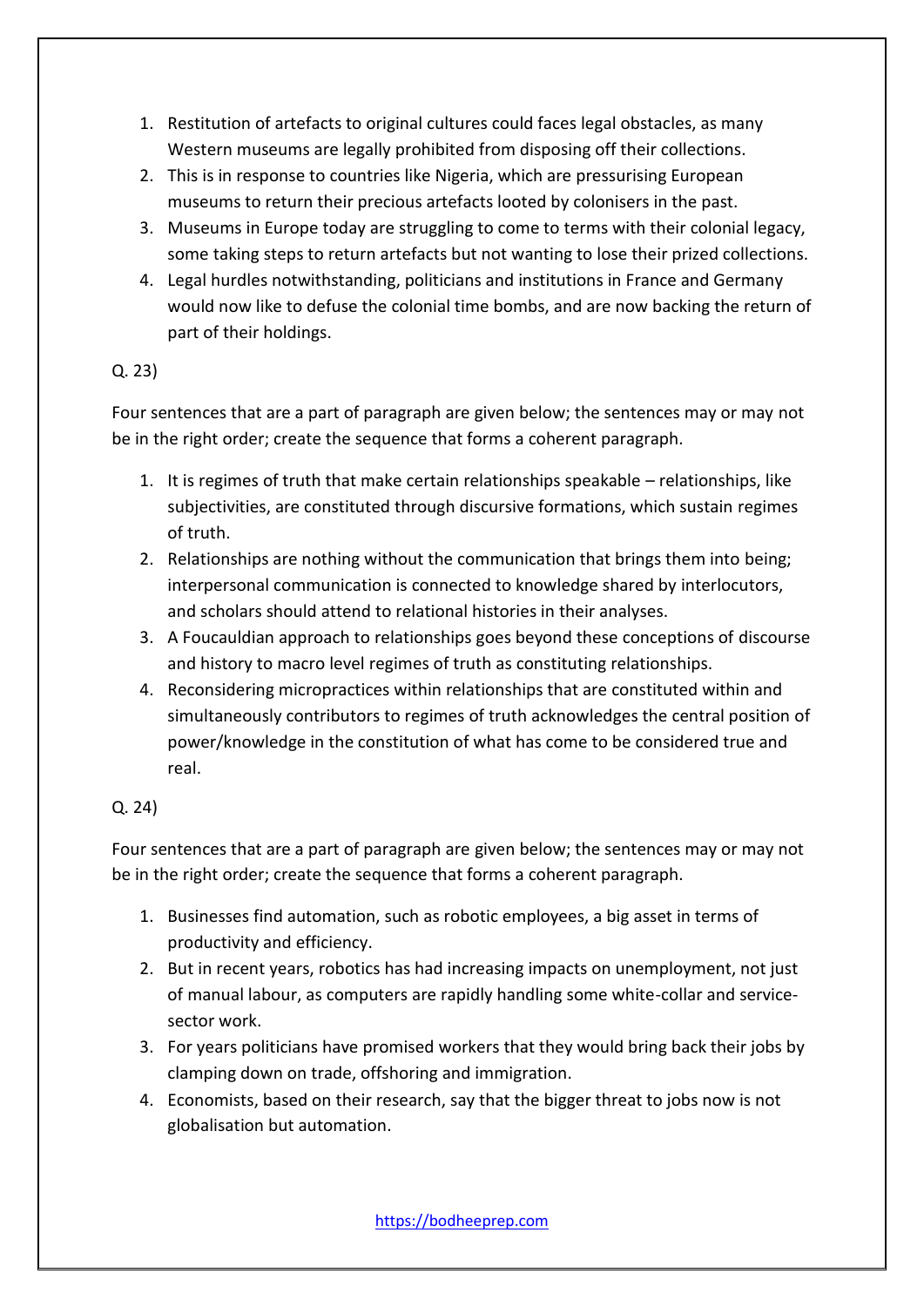1. Restitution of artefacts to original cultures could faces legal obstacles, as many Western museums are legally prohibited from disposing off their collections.
2. This is in response to countries like Nigeria, which are pressurising European museums to return their precious artefacts looted by colonisers in the past.
3. Museums in Europe today are struggling to come to terms with their colonial legacy, some taking steps to return artefacts but not wanting to lose their prized collections.
4. Legal hurdles notwithstanding, politicians and institutions in France and Germany would now like to defuse the colonial time bombs, and are now backing the return of part of their holdings.

Q. 23)

Four sentences that are a part of paragraph are given below; the sentences may or may not be in the right order; create the sequence that forms a coherent paragraph.

1. It is regimes of truth that make certain relationships speakable – relationships, like subjectivities, are constituted through discursive formations, which sustain regimes of truth.
2. Relationships are nothing without the communication that brings them into being; interpersonal communication is connected to knowledge shared by interlocutors, and scholars should attend to relational histories in their analyses.
3. A Foucauldian approach to relationships goes beyond these conceptions of discourse and history to macro level regimes of truth as constituting relationships.
4. Reconsidering micropractices within relationships that are constituted within and simultaneously contributors to regimes of truth acknowledges the central position of power/knowledge in the constitution of what has come to be considered true and real.

Q. 24)

Four sentences that are a part of paragraph are given below; the sentences may or may not be in the right order; create the sequence that forms a coherent paragraph.

1. Businesses find automation, such as robotic employees, a big asset in terms of productivity and efficiency.
2. But in recent years, robotics has had increasing impacts on unemployment, not just of manual labour, as computers are rapidly handling some white-collar and service-sector work.
3. For years politicians have promised workers that they would bring back their jobs by clamping down on trade, offshoring and immigration.
4. Economists, based on their research, say that the bigger threat to jobs now is not globalisation but automation.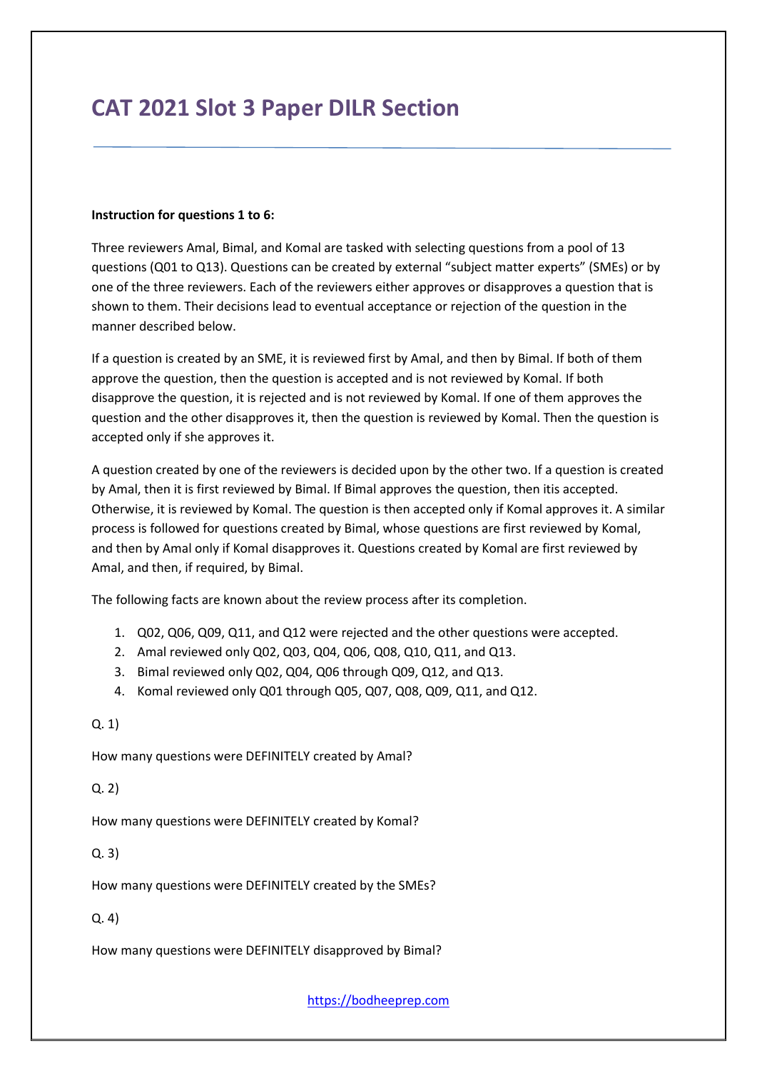# CAT 2021 Slot 3 Paper DILR Section

**Instruction for questions 1 to 6:**

Three reviewers Amal, Bimal, and Komal are tasked with selecting questions from a pool of 13 questions (Q01 to Q13). Questions can be created by external "subject matter experts" (SMEs) or by one of the three reviewers. Each of the reviewers either approves or disapproves a question that is shown to them. Their decisions lead to eventual acceptance or rejection of the question in the manner described below.

If a question is created by an SME, it is reviewed first by Amal, and then by Bimal. If both of them approve the question, then the question is accepted and is not reviewed by Komal. If both disapprove the question, it is rejected and is not reviewed by Komal. If one of them approves the question and the other disapproves it, then the question is reviewed by Komal. Then the question is accepted only if she approves it.

A question created by one of the reviewers is decided upon by the other two. If a question is created by Amal, then it is first reviewed by Bimal. If Bimal approves the question, then itis accepted. Otherwise, it is reviewed by Komal. The question is then accepted only if Komal approves it. A similar process is followed for questions created by Bimal, whose questions are first reviewed by Komal, and then by Amal only if Komal disapproves it. Questions created by Komal are first reviewed by Amal, and then, if required, by Bimal.

The following facts are known about the review process after its completion.

1. Q02, Q06, Q09, Q11, and Q12 were rejected and the other questions were accepted.
2. Amal reviewed only Q02, Q03, Q04, Q06, Q08, Q10, Q11, and Q13.
3. Bimal reviewed only Q02, Q04, Q06 through Q09, Q12, and Q13.
4. Komal reviewed only Q01 through Q05, Q07, Q08, Q09, Q11, and Q12.

Q. 1)

How many questions were DEFINITELY created by Amal?

Q. 2)

How many questions were DEFINITELY created by Komal?

Q. 3)

How many questions were DEFINITELY created by the SMEs?

Q. 4)

How many questions were DEFINITELY disapproved by Bimal?

https://bodheeprep.com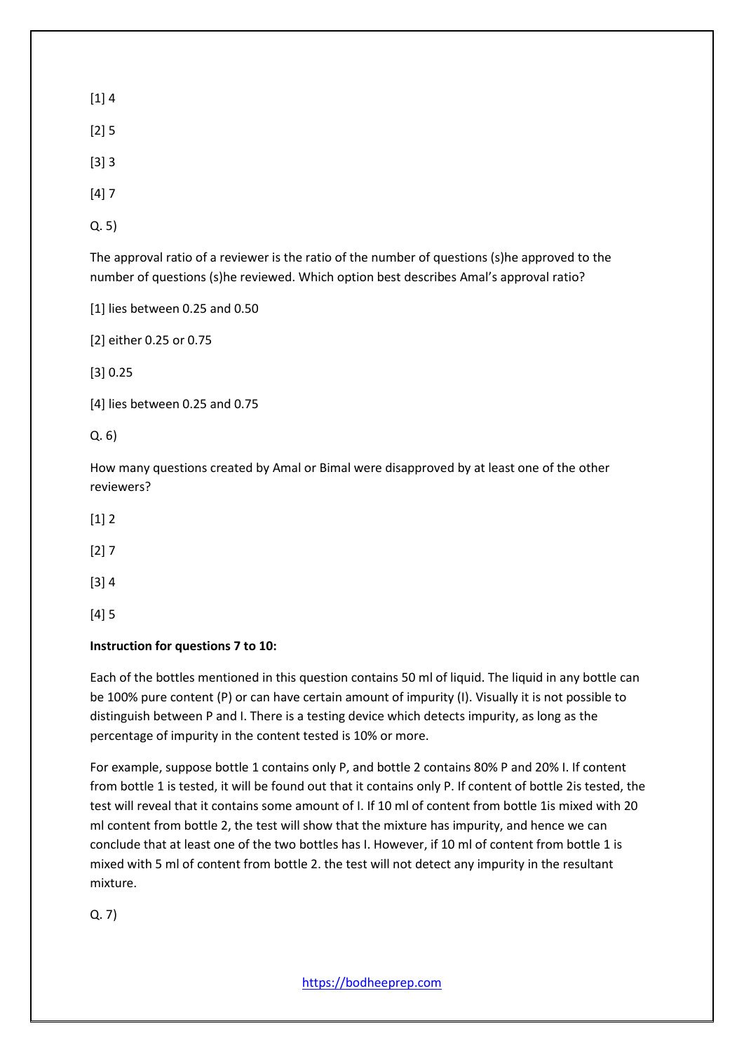[1] 4

[2] 5

[3] 3

[4] 7

Q. 5)

The approval ratio of a reviewer is the ratio of the number of questions (s)he approved to the number of questions (s)he reviewed. Which option best describes Amal's approval ratio?

[1] lies between 0.25 and 0.50

[2] either 0.25 or 0.75

[3] 0.25

[4] lies between 0.25 and 0.75

Q. 6)

How many questions created by Amal or Bimal were disapproved by at least one of the other reviewers?

[1] 2

[2] 7

[3] 4

[4] 5

**Instruction for questions 7 to 10:**

Each of the bottles mentioned in this question contains 50 ml of liquid. The liquid in any bottle can be 100% pure content (P) or can have certain amount of impurity (I). Visually it is not possible to distinguish between P and I. There is a testing device which detects impurity, as long as the percentage of impurity in the content tested is 10% or more.

For example, suppose bottle 1 contains only P, and bottle 2 contains 80% P and 20% I. If content from bottle 1 is tested, it will be found out that it contains only P. If content of bottle 2is tested, the test will reveal that it contains some amount of I. If 10 ml of content from bottle 1is mixed with 20 ml content from bottle 2, the test will show that the mixture has impurity, and hence we can conclude that at least one of the two bottles has I. However, if 10 ml of content from bottle 1 is mixed with 5 ml of content from bottle 2. the test will not detect any impurity in the resultant mixture.

Q. 7)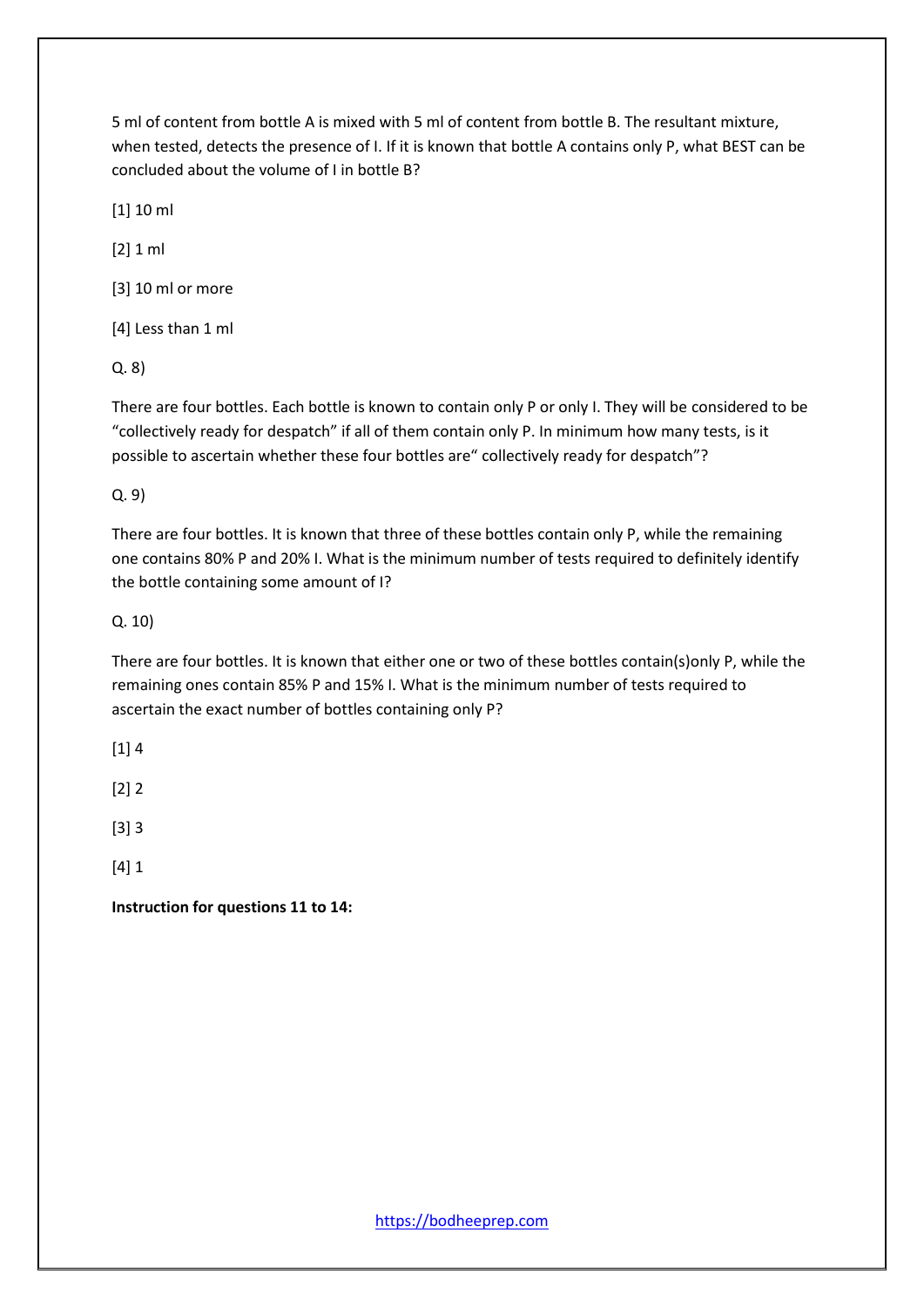5 ml of content from bottle A is mixed with 5 ml of content from bottle B. The resultant mixture, when tested, detects the presence of I. If it is known that bottle A contains only P, what BEST can be concluded about the volume of I in bottle B?

[1] 10 ml

[2] 1 ml

[3] 10 ml or more

[4] Less than 1 ml

Q. 8)

There are four bottles. Each bottle is known to contain only P or only I. They will be considered to be "collectively ready for despatch" if all of them contain only P. In minimum how many tests, is it possible to ascertain whether these four bottles are" collectively ready for despatch"?

Q. 9)

There are four bottles. It is known that three of these bottles contain only P, while the remaining one contains 80% P and 20% I. What is the minimum number of tests required to definitely identify the bottle containing some amount of I?

Q. 10)

There are four bottles. It is known that either one or two of these bottles contain(s)only P, while the remaining ones contain 85% P and 15% I. What is the minimum number of tests required to ascertain the exact number of bottles containing only P?

[1] 4

[2] 2

[3] 3

[4] 1

**Instruction for questions 11 to 14:**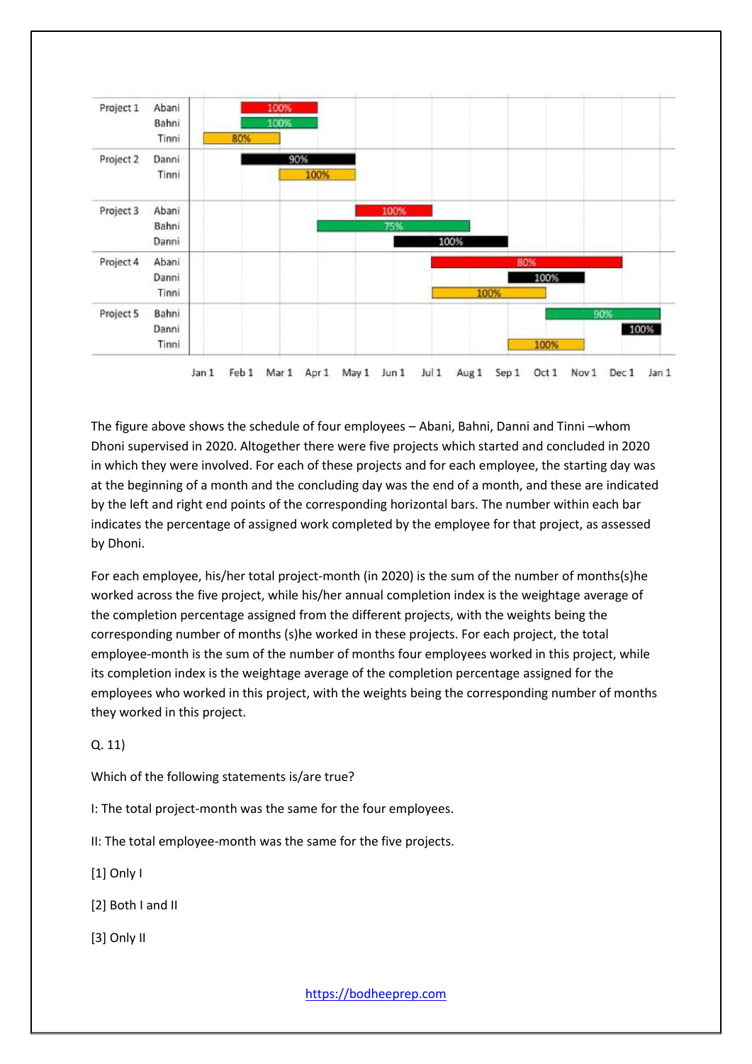The figure above shows the schedule of four employees – Abani, Bahni, Danni and Tinni –whom Dhoni supervised in 2020. Altogether there were five projects which started and concluded in 2020 in which they were involved. For each of these projects and for each employee, the starting day was at the beginning of a month and the concluding day was the end of a month, and these are indicated by the left and right end points of the corresponding horizontal bars. The number within each bar indicates the percentage of assigned work completed by the employee for that project, as assessed by Dhoni.

For each employee, his/her total project-month (in 2020) is the sum of the number of months(s)he worked across the five project, while his/her annual completion index is the weightage average of the completion percentage assigned from the different projects, with the weights being the corresponding number of months (s)he worked in these projects. For each project, the total employee-month is the sum of the number of months four employees worked in this project, while its completion index is the weightage average of the completion percentage assigned for the employees who worked in this project, with the weights being the corresponding number of months they worked in this project.

Q. 11)

Which of the following statements is/are true?

I: The total project-month was the same for the four employees.

II: The total employee-month was the same for the five projects.

[1] Only I

[2] Both I and II

[3] Only II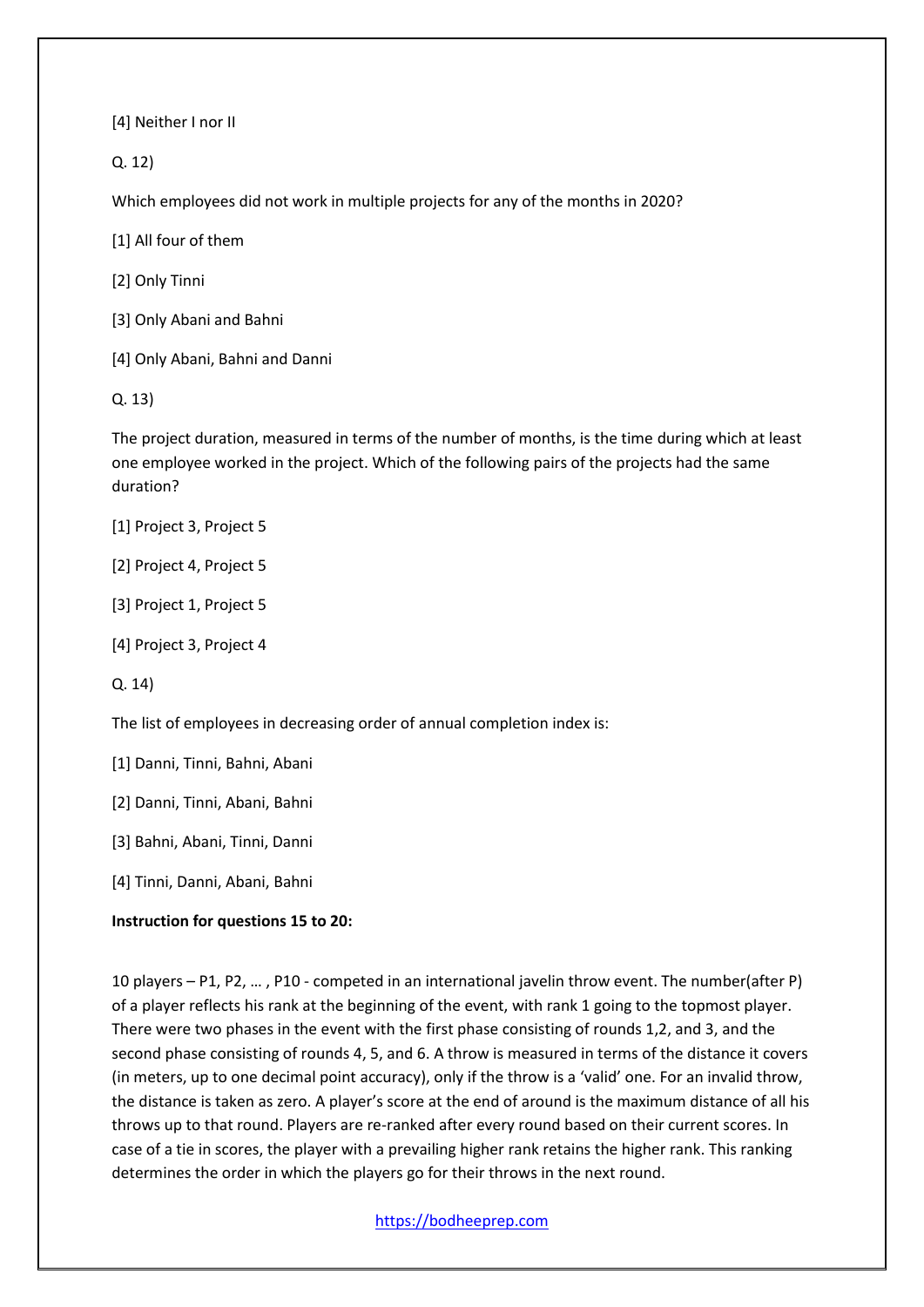[4] Neither I nor II

Q. 12)

Which employees did not work in multiple projects for any of the months in 2020?

[1] All four of them

[2] Only Tinni

[3] Only Abani and Bahni

[4] Only Abani, Bahni and Danni

Q. 13)

The project duration, measured in terms of the number of months, is the time during which at least one employee worked in the project. Which of the following pairs of the projects had the same duration?

[1] Project 3, Project 5

[2] Project 4, Project 5

[3] Project 1, Project 5

[4] Project 3, Project 4

Q. 14)

The list of employees in decreasing order of annual completion index is:

[1] Danni, Tinni, Bahni, Abani

[2] Danni, Tinni, Abani, Bahni

[3] Bahni, Abani, Tinni, Danni

[4] Tinni, Danni, Abani, Bahni

**Instruction for questions 15 to 20:**

10 players – P1, P2, … , P10 - competed in an international javelin throw event. The number(after P) of a player reflects his rank at the beginning of the event, with rank 1 going to the topmost player. There were two phases in the event with the first phase consisting of rounds 1,2, and 3, and the second phase consisting of rounds 4, 5, and 6. A throw is measured in terms of the distance it covers (in meters, up to one decimal point accuracy), only if the throw is a 'valid' one. For an invalid throw, the distance is taken as zero. A player's score at the end of around is the maximum distance of all his throws up to that round. Players are re-ranked after every round based on their current scores. In case of a tie in scores, the player with a prevailing higher rank retains the higher rank. This ranking determines the order in which the players go for their throws in the next round.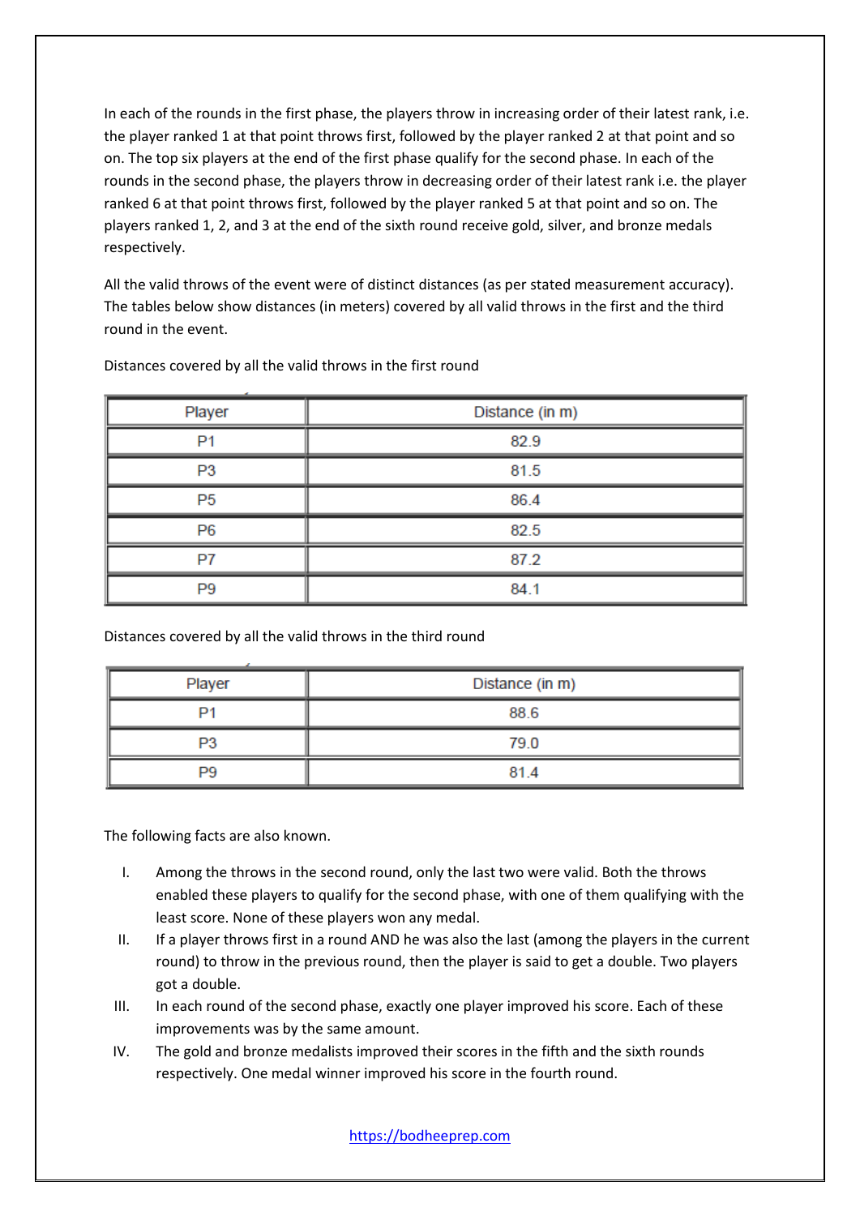In each of the rounds in the first phase, the players throw in increasing order of their latest rank, i.e. the player ranked 1 at that point throws first, followed by the player ranked 2 at that point and so on. The top six players at the end of the first phase qualify for the second phase. In each of the rounds in the second phase, the players throw in decreasing order of their latest rank i.e. the player ranked 6 at that point throws first, followed by the player ranked 5 at that point and so on. The players ranked 1, 2, and 3 at the end of the sixth round receive gold, silver, and bronze medals respectively.

All the valid throws of the event were of distinct distances (as per stated measurement accuracy). The tables below show distances (in meters) covered by all valid throws in the first and the third round in the event.

Distances covered by all the valid throws in the first round

| Player | Distance (in m) |
|---|---|
| P1 | 82.9 |
| P3 | 81.5 |
| P5 | 86.4 |
| P6 | 82.5 |
| P7 | 87.2 |
| P9 | 84.1 |

Distances covered by all the valid throws in the third round

| Player | Distance (in m) |
|---|---|
| P1 | 88.6 |
| P3 | 79.0 |
| P9 | 81.4 |

The following facts are also known.

I. Among the throws in the second round, only the last two were valid. Both the throws enabled these players to qualify for the second phase, with one of them qualifying with the least score. None of these players won any medal.

II. If a player throws first in a round AND he was also the last (among the players in the current round) to throw in the previous round, then the player is said to get a double. Two players got a double.

III. In each round of the second phase, exactly one player improved his score. Each of these improvements was by the same amount.

IV. The gold and bronze medalists improved their scores in the fifth and the sixth rounds respectively. One medal winner improved his score in the fourth round.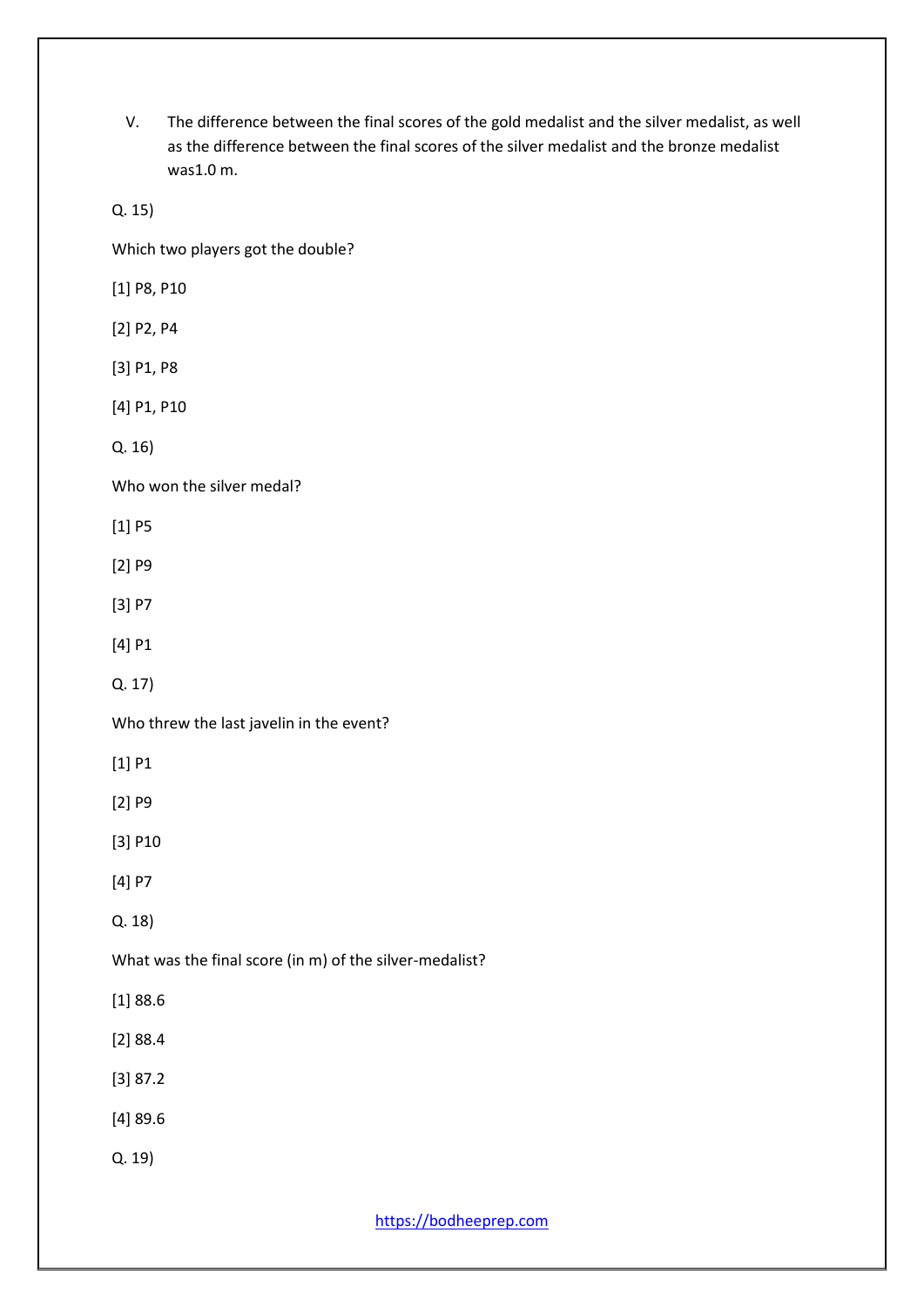V. The difference between the final scores of the gold medalist and the silver medalist, as well as the difference between the final scores of the silver medalist and the bronze medalist was1.0 m.

Q. 15)

Which two players got the double?

[1] P8, P10

[2] P2, P4

[3] P1, P8

[4] P1, P10

Q. 16)

Who won the silver medal?

[1] P5

[2] P9

[3] P7

[4] P1

Q. 17)

Who threw the last javelin in the event?

[1] P1

[2] P9

[3] P10

[4] P7

Q. 18)

What was the final score (in m) of the silver-medalist?

[1] 88.6

[2] 88.4

[3] 87.2

[4] 89.6

Q. 19)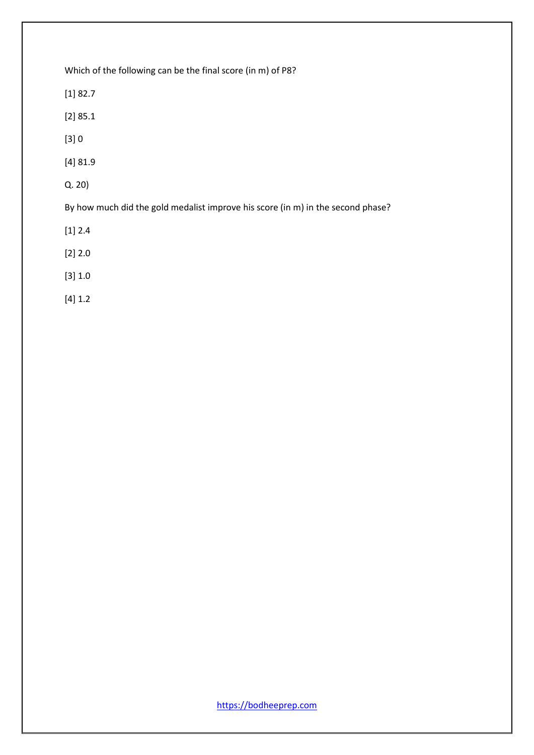Which of the following can be the final score (in m) of P8?

[1] 82.7

[2] 85.1

[3] 0

[4] 81.9

Q. 20)

By how much did the gold medalist improve his score (in m) in the second phase?

[1] 2.4

[2] 2.0

[3] 1.0

[4] 1.2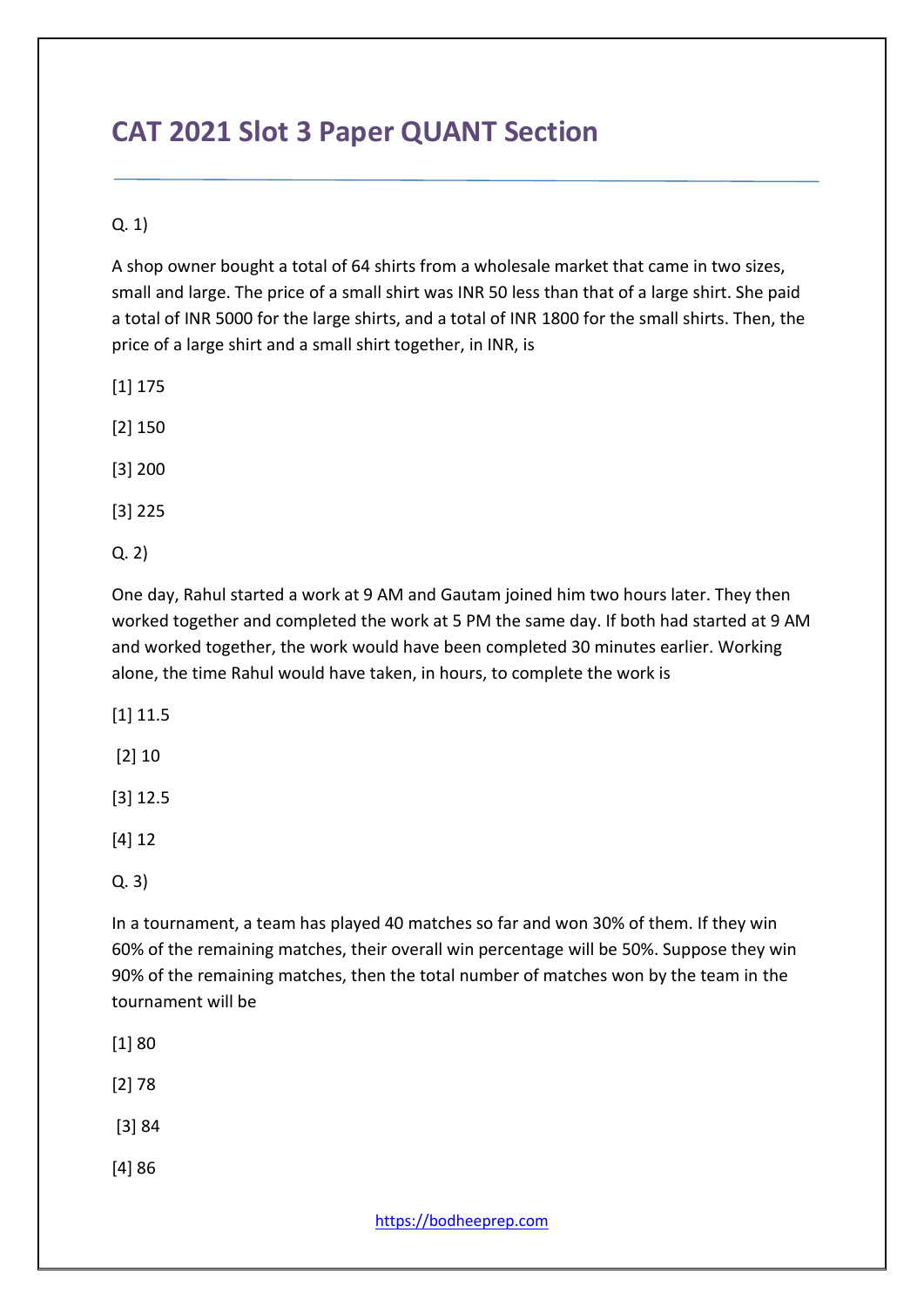# CAT 2021 Slot 3 Paper QUANT Section

Q. 1)

A shop owner bought a total of 64 shirts from a wholesale market that came in two sizes, small and large. The price of a small shirt was INR 50 less than that of a large shirt. She paid a total of INR 5000 for the large shirts, and a total of INR 1800 for the small shirts. Then, the price of a large shirt and a small shirt together, in INR, is

[1] 175

[2] 150

[3] 200

[3] 225

Q. 2)

One day, Rahul started a work at 9 AM and Gautam joined him two hours later. They then worked together and completed the work at 5 PM the same day. If both had started at 9 AM and worked together, the work would have been completed 30 minutes earlier. Working alone, the time Rahul would have taken, in hours, to complete the work is

[1] 11.5

[2] 10

[3] 12.5

[4] 12

Q. 3)

In a tournament, a team has played 40 matches so far and won 30% of them. If they win 60% of the remaining matches, their overall win percentage will be 50%. Suppose they win 90% of the remaining matches, then the total number of matches won by the team in the tournament will be

[1] 80

[2] 78

[3] 84

[4] 86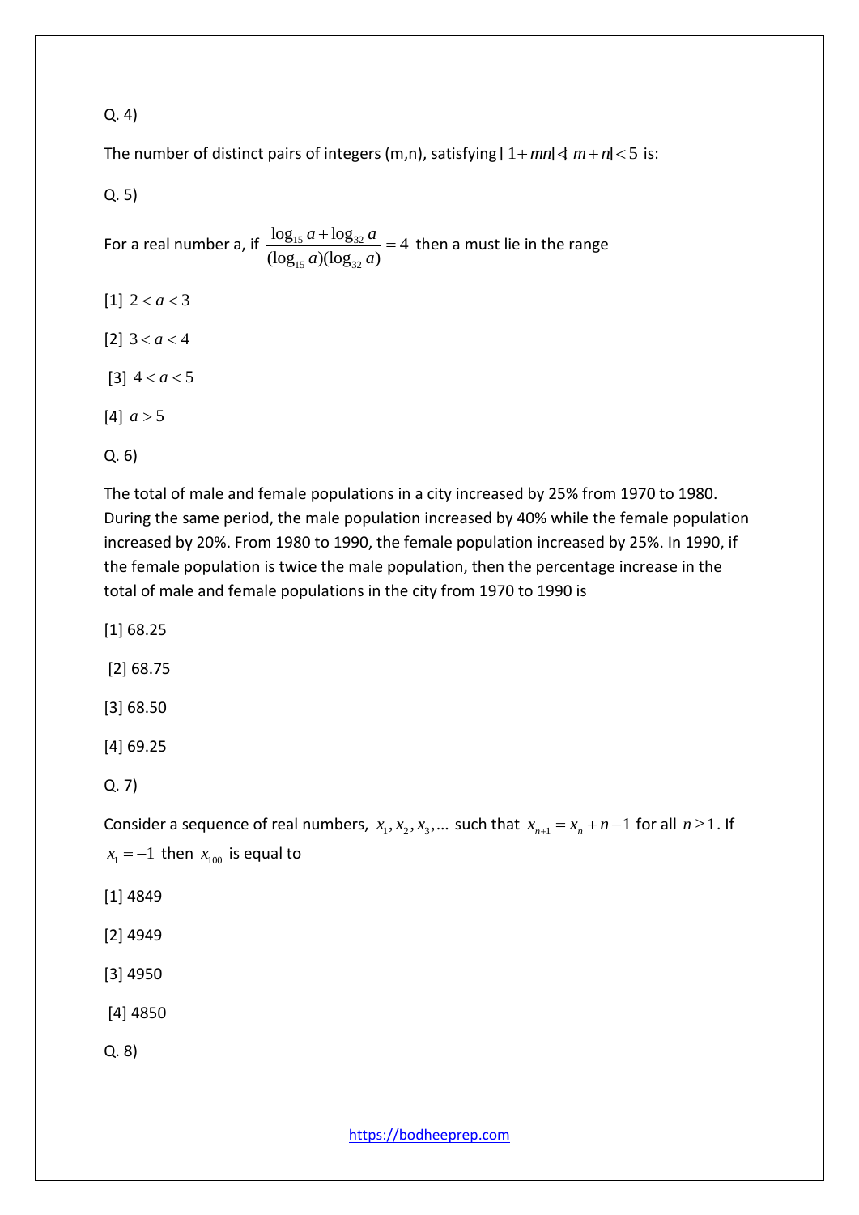Q. 4)

The number of distinct pairs of integers (m,n), satisfying $|1+mn|<|m+n|<5$ is:

Q. 5)

For a real number a, if $\frac{\log_{15} a + \log_{32} a}{(\log_{15} a)(\log_{32} a)} = 4$ then a must lie in the range

[1] $2 < a < 3$

[2] $3 < a < 4$

[3] $4 < a < 5$

[4] $a > 5$

Q. 6)

The total of male and female populations in a city increased by 25% from 1970 to 1980. During the same period, the male population increased by 40% while the female population increased by 20%. From 1980 to 1990, the female population increased by 25%. In 1990, if the female population is twice the male population, then the percentage increase in the total of male and female populations in the city from 1970 to 1990 is

[1] 68.25

[2] 68.75

[3] 68.50

[4] 69.25

Q. 7)

Consider a sequence of real numbers, $x_1, x_2, x_3, ...$ such that $x_{n+1} = x_n + n - 1$ for all $n \geq 1$. If $x_1 = -1$ then $x_{100}$ is equal to

[1] 4849

[2] 4949

[3] 4950

[4] 4850

Q. 8)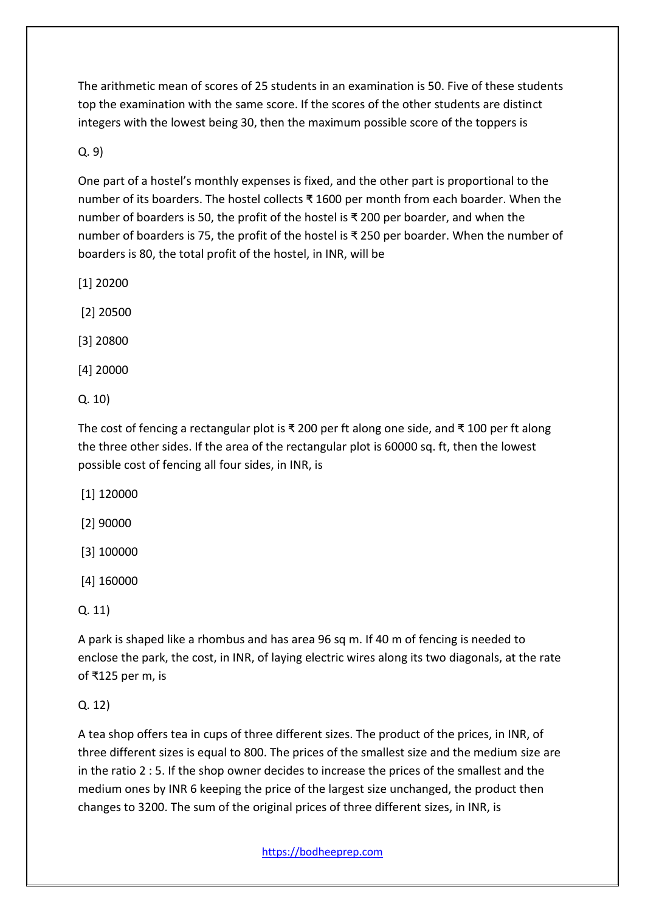The arithmetic mean of scores of 25 students in an examination is 50. Five of these students top the examination with the same score. If the scores of the other students are distinct integers with the lowest being 30, then the maximum possible score of the toppers is

Q. 9)

One part of a hostel's monthly expenses is fixed, and the other part is proportional to the number of its boarders. The hostel collects ₹ 1600 per month from each boarder. When the number of boarders is 50, the profit of the hostel is ₹ 200 per boarder, and when the number of boarders is 75, the profit of the hostel is ₹ 250 per boarder. When the number of boarders is 80, the total profit of the hostel, in INR, will be

[1] 20200

[2] 20500

[3] 20800

[4] 20000

Q. 10)

The cost of fencing a rectangular plot is ₹ 200 per ft along one side, and ₹ 100 per ft along the three other sides. If the area of the rectangular plot is 60000 sq. ft, then the lowest possible cost of fencing all four sides, in INR, is

[1] 120000

[2] 90000

[3] 100000

[4] 160000

Q. 11)

A park is shaped like a rhombus and has area 96 sq m. If 40 m of fencing is needed to enclose the park, the cost, in INR, of laying electric wires along its two diagonals, at the rate of ₹125 per m, is

Q. 12)

A tea shop offers tea in cups of three different sizes. The product of the prices, in INR, of three different sizes is equal to 800. The prices of the smallest size and the medium size are in the ratio 2 : 5. If the shop owner decides to increase the prices of the smallest and the medium ones by INR 6 keeping the price of the largest size unchanged, the product then changes to 3200. The sum of the original prices of three different sizes, in INR, is

https://bodheeprep.com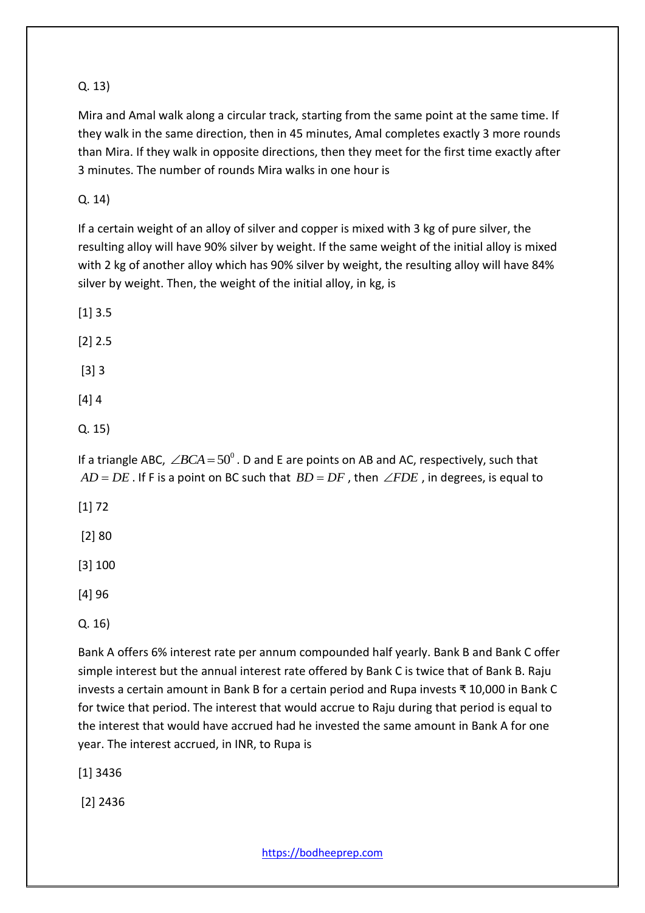Q. 13)

Mira and Amal walk along a circular track, starting from the same point at the same time. If they walk in the same direction, then in 45 minutes, Amal completes exactly 3 more rounds than Mira. If they walk in opposite directions, then they meet for the first time exactly after 3 minutes. The number of rounds Mira walks in one hour is

Q. 14)

If a certain weight of an alloy of silver and copper is mixed with 3 kg of pure silver, the resulting alloy will have 90% silver by weight. If the same weight of the initial alloy is mixed with 2 kg of another alloy which has 90% silver by weight, the resulting alloy will have 84% silver by weight. Then, the weight of the initial alloy, in kg, is

[1] 3.5

[2] 2.5

[3] 3

[4] 4

Q. 15)

If a triangle ABC, $\angle BCA = 50^0$. D and E are points on AB and AC, respectively, such that $AD = DE$. If F is a point on BC such that $BD = DF$, then $\angle FDE$, in degrees, is equal to

[1] 72

[2] 80

[3] 100

[4] 96

Q. 16)

Bank A offers 6% interest rate per annum compounded half yearly. Bank B and Bank C offer simple interest but the annual interest rate offered by Bank C is twice that of Bank B. Raju invests a certain amount in Bank B for a certain period and Rupa invests ₹ 10,000 in Bank C for twice that period. The interest that would accrue to Raju during that period is equal to the interest that would have accrued had he invested the same amount in Bank A for one year. The interest accrued, in INR, to Rupa is

[1] 3436

[2] 2436

https://bodheeprep.com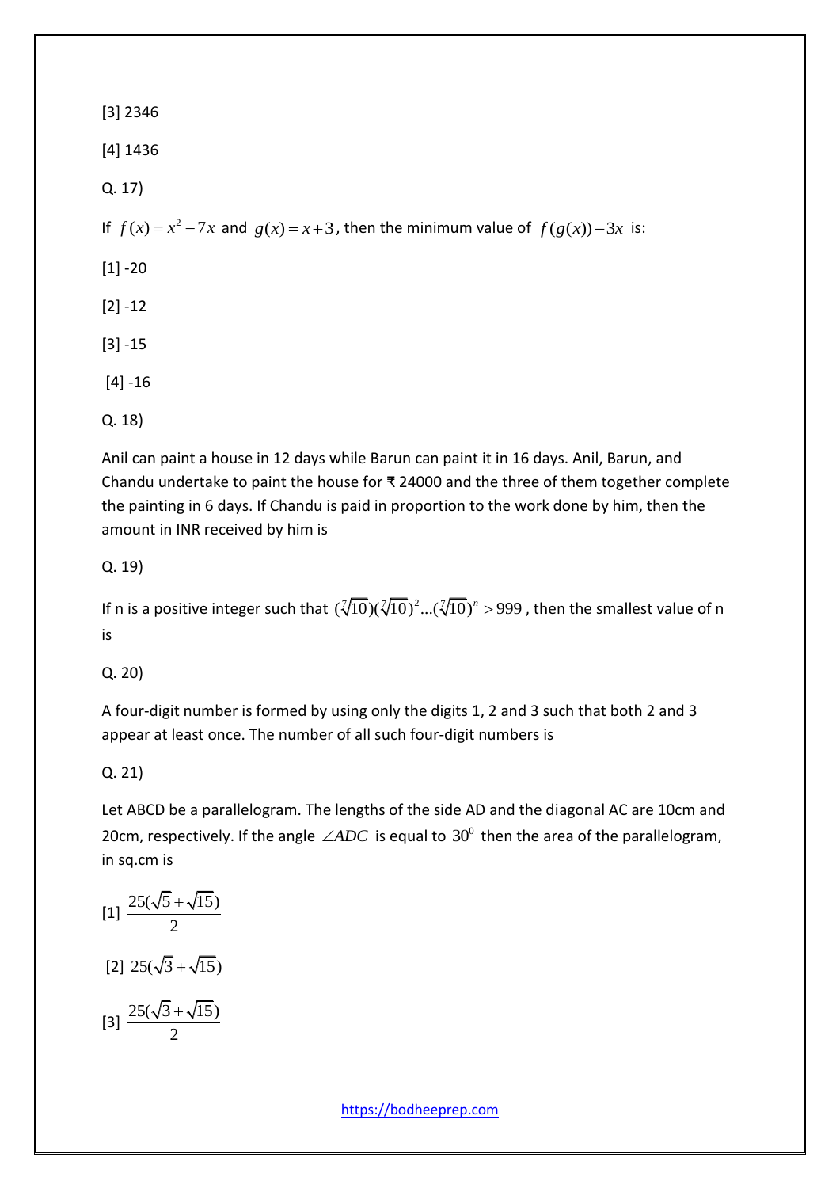[3] 2346

[4] 1436

Q. 17)

If $f(x) = x^2 - 7x$ and $g(x) = x + 3$, then the minimum value of $f(g(x)) - 3x$ is:

[1] -20

[2] -12

[3] -15

[4] -16

Q. 18)

Anil can paint a house in 12 days while Barun can paint it in 16 days. Anil, Barun, and Chandu undertake to paint the house for ₹ 24000 and the three of them together complete the painting in 6 days. If Chandu is paid in proportion to the work done by him, then the amount in INR received by him is

Q. 19)

If n is a positive integer such that $(\sqrt[7]{10})(\sqrt[7]{10})^2 ... (\sqrt[7]{10})^n > 999$, then the smallest value of n is

Q. 20)

A four-digit number is formed by using only the digits 1, 2 and 3 such that both 2 and 3 appear at least once. The number of all such four-digit numbers is

Q. 21)

Let ABCD be a parallelogram. The lengths of the side AD and the diagonal AC are 10cm and 20cm, respectively. If the angle $\angle ADC$ is equal to $30^0$ then the area of the parallelogram, in sq.cm is

[1] $\frac{25(\sqrt{5}+\sqrt{15})}{2}$

[2] $25(\sqrt{3}+\sqrt{15})$

[3] $\frac{25(\sqrt{3}+\sqrt{15})}{2}$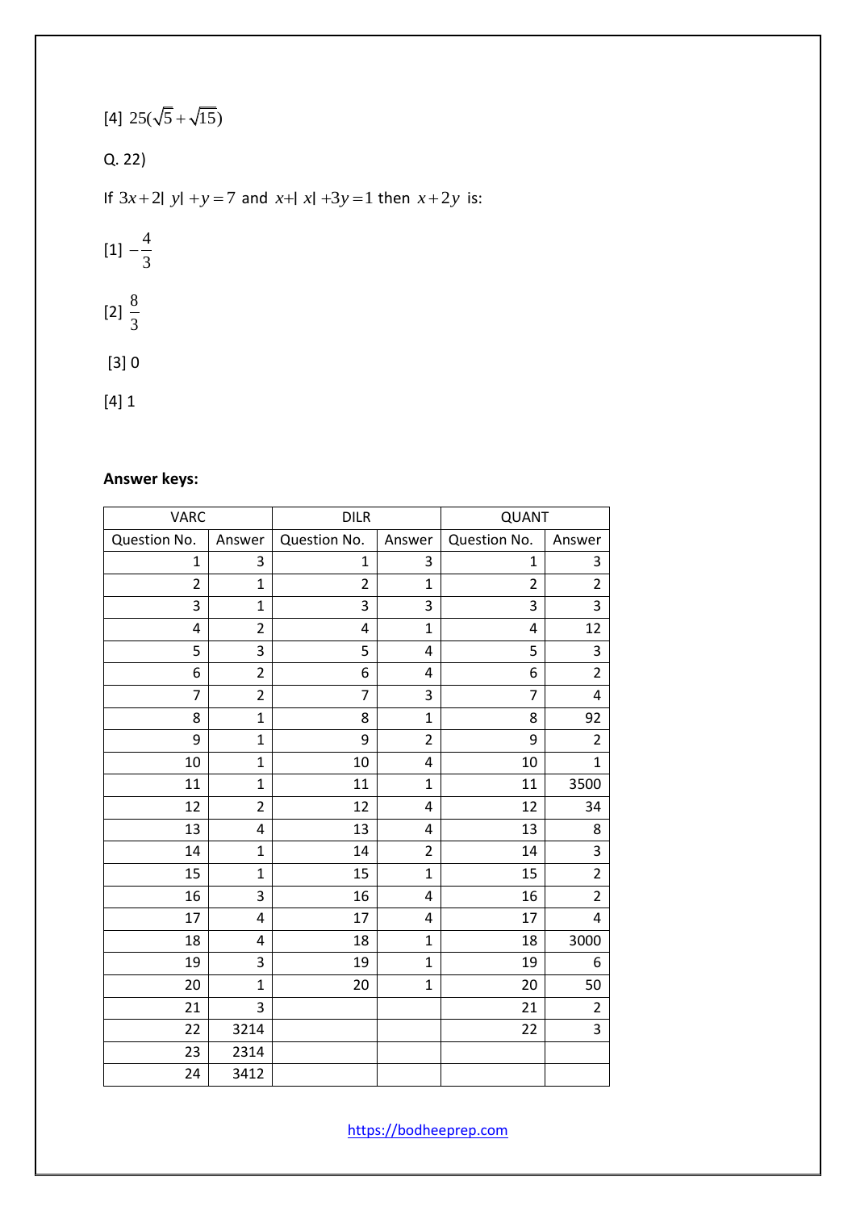[4] $25(\sqrt{5}+\sqrt{15})$

Q. 22)

If $3x+2|y|+y=7$ and $x+|x|+3y=1$ then $x+2y$ is:

[1] $-\frac{4}{3}$

[2] $\frac{8}{3}$

[3] 0

[4] 1

**Answer keys:**

| VARC | | DILR | | QUANT | |
|---|---|---|---|---|---|
| Question No. | Answer | Question No. | Answer | Question No. | Answer |
| 1 | 3 | 1 | 3 | 1 | 3 |
| 2 | 1 | 2 | 1 | 2 | 2 |
| 3 | 1 | 3 | 3 | 3 | 3 |
| 4 | 2 | 4 | 1 | 4 | 12 |
| 5 | 3 | 5 | 4 | 5 | 3 |
| 6 | 2 | 6 | 4 | 6 | 2 |
| 7 | 2 | 7 | 3 | 7 | 4 |
| 8 | 1 | 8 | 1 | 8 | 92 |
| 9 | 1 | 9 | 2 | 9 | 2 |
| 10 | 1 | 10 | 4 | 10 | 1 |
| 11 | 1 | 11 | 1 | 11 | 3500 |
| 12 | 2 | 12 | 4 | 12 | 34 |
| 13 | 4 | 13 | 4 | 13 | 8 |
| 14 | 1 | 14 | 2 | 14 | 3 |
| 15 | 1 | 15 | 1 | 15 | 2 |
| 16 | 3 | 16 | 4 | 16 | 2 |
| 17 | 4 | 17 | 4 | 17 | 4 |
| 18 | 4 | 18 | 1 | 18 | 3000 |
| 19 | 3 | 19 | 1 | 19 | 6 |
| 20 | 1 | 20 | 1 | 20 | 50 |
| 21 | 3 | | | 21 | 2 |
| 22 | 3214 | | | 22 | 3 |
| 23 | 2314 | | | | |
| 24 | 3412 | | | | |

https://bodheeprep.com